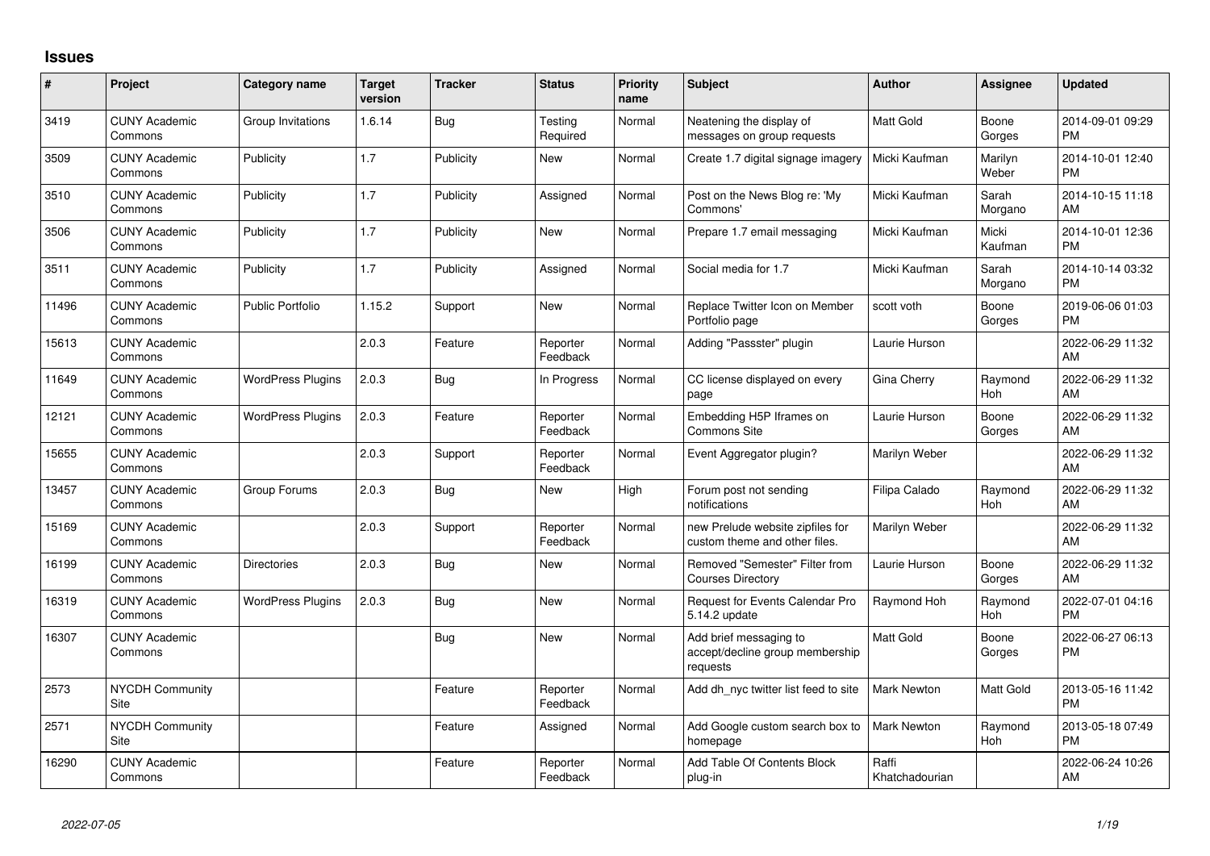# Issues

| # | Project | Category name | Target version | Tracker | Status | Priority name | Subject | Author | Assignee | Updated |
|---|---|---|---|---|---|---|---|---|---|---|
| 3419 | CUNY Academic Commons | Group Invitations | 1.6.14 | Bug | Testing Required | Normal | Neatening the display of messages on group requests | Matt Gold | Boone Gorges | 2014-09-01 09:29 PM |
| 3509 | CUNY Academic Commons | Publicity | 1.7 | Publicity | New | Normal | Create 1.7 digital signage imagery | Micki Kaufman | Marilyn Weber | 2014-10-01 12:40 PM |
| 3510 | CUNY Academic Commons | Publicity | 1.7 | Publicity | Assigned | Normal | Post on the News Blog re: 'My Commons' | Micki Kaufman | Sarah Morgano | 2014-10-15 11:18 AM |
| 3506 | CUNY Academic Commons | Publicity | 1.7 | Publicity | New | Normal | Prepare 1.7 email messaging | Micki Kaufman | Micki Kaufman | 2014-10-01 12:36 PM |
| 3511 | CUNY Academic Commons | Publicity | 1.7 | Publicity | Assigned | Normal | Social media for 1.7 | Micki Kaufman | Sarah Morgano | 2014-10-14 03:32 PM |
| 11496 | CUNY Academic Commons | Public Portfolio | 1.15.2 | Support | New | Normal | Replace Twitter Icon on Member Portfolio page | scott voth | Boone Gorges | 2019-06-06 01:03 PM |
| 15613 | CUNY Academic Commons | | 2.0.3 | Feature | Reporter Feedback | Normal | Adding "Passster" plugin | Laurie Hurson | | 2022-06-29 11:32 AM |
| 11649 | CUNY Academic Commons | WordPress Plugins | 2.0.3 | Bug | In Progress | Normal | CC license displayed on every page | Gina Cherry | Raymond Hoh | 2022-06-29 11:32 AM |
| 12121 | CUNY Academic Commons | WordPress Plugins | 2.0.3 | Feature | Reporter Feedback | Normal | Embedding H5P Iframes on Commons Site | Laurie Hurson | Boone Gorges | 2022-06-29 11:32 AM |
| 15655 | CUNY Academic Commons | | 2.0.3 | Support | Reporter Feedback | Normal | Event Aggregator plugin? | Marilyn Weber | | 2022-06-29 11:32 AM |
| 13457 | CUNY Academic Commons | Group Forums | 2.0.3 | Bug | New | High | Forum post not sending notifications | Filipa Calado | Raymond Hoh | 2022-06-29 11:32 AM |
| 15169 | CUNY Academic Commons | | 2.0.3 | Support | Reporter Feedback | Normal | new Prelude website zipfiles for custom theme and other files. | Marilyn Weber | | 2022-06-29 11:32 AM |
| 16199 | CUNY Academic Commons | Directories | 2.0.3 | Bug | New | Normal | Removed "Semester" Filter from Courses Directory | Laurie Hurson | Boone Gorges | 2022-06-29 11:32 AM |
| 16319 | CUNY Academic Commons | WordPress Plugins | 2.0.3 | Bug | New | Normal | Request for Events Calendar Pro 5.14.2 update | Raymond Hoh | Raymond Hoh | 2022-07-01 04:16 PM |
| 16307 | CUNY Academic Commons | | | Bug | New | Normal | Add brief messaging to accept/decline group membership requests | Matt Gold | Boone Gorges | 2022-06-27 06:13 PM |
| 2573 | NYCDH Community Site | | | Feature | Reporter Feedback | Normal | Add dh_nyc twitter list feed to site | Mark Newton | Matt Gold | 2013-05-16 11:42 PM |
| 2571 | NYCDH Community Site | | | Feature | Assigned | Normal | Add Google custom search box to homepage | Mark Newton | Raymond Hoh | 2013-05-18 07:49 PM |
| 16290 | CUNY Academic Commons | | | Feature | Reporter Feedback | Normal | Add Table Of Contents Block plug-in | Raffi Khatchadourian | | 2022-06-24 10:26 AM |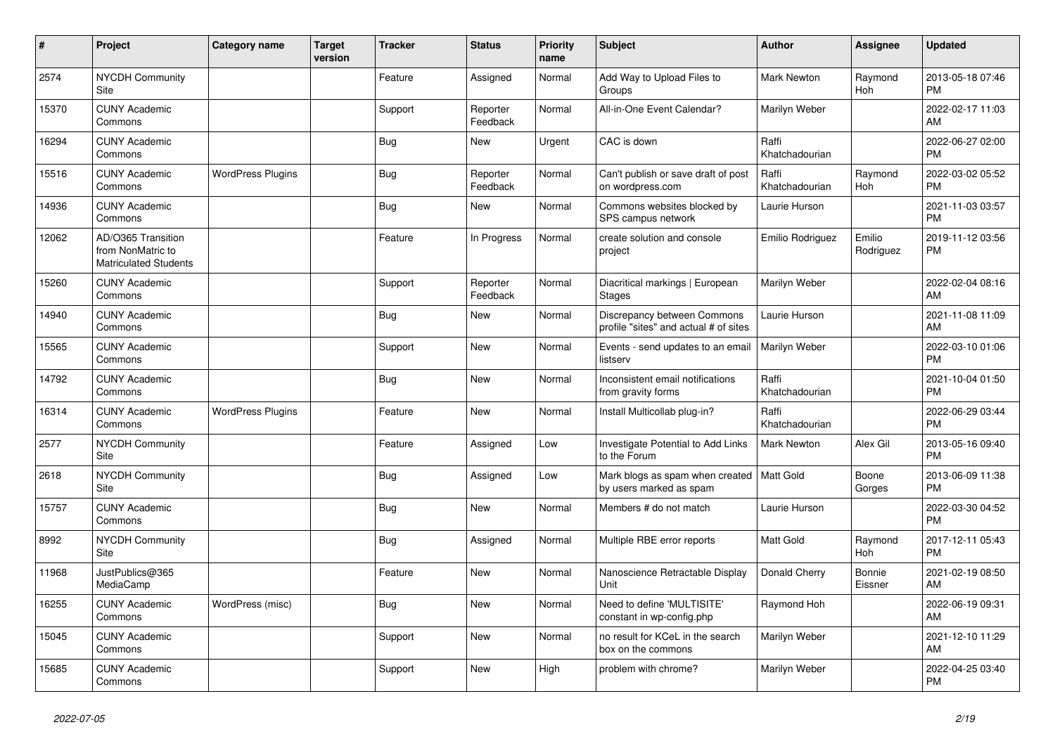| # | Project | Category name | Target version | Tracker | Status | Priority name | Subject | Author | Assignee | Updated |
|---|---|---|---|---|---|---|---|---|---|---|
| 2574 | NYCDH Community Site | | | Feature | Assigned | Normal | Add Way to Upload Files to Groups | Mark Newton | Raymond Hoh | 2013-05-18 07:46 PM |
| 15370 | CUNY Academic Commons | | | Support | Reporter Feedback | Normal | All-in-One Event Calendar? | Marilyn Weber | | 2022-02-17 11:03 AM |
| 16294 | CUNY Academic Commons | | | Bug | New | Urgent | CAC is down | Raffi Khatchadourian | | 2022-06-27 02:00 PM |
| 15516 | CUNY Academic Commons | WordPress Plugins | | Bug | Reporter Feedback | Normal | Can't publish or save draft of post on wordpress.com | Raffi Khatchadourian | Raymond Hoh | 2022-03-02 05:52 PM |
| 14936 | CUNY Academic Commons | | | Bug | New | Normal | Commons websites blocked by SPS campus network | Laurie Hurson | | 2021-11-03 03:57 PM |
| 12062 | AD/O365 Transition from NonMatric to Matriculated Students | | | Feature | In Progress | Normal | create solution and console project | Emilio Rodriguez | Emilio Rodriguez | 2019-11-12 03:56 PM |
| 15260 | CUNY Academic Commons | | | Support | Reporter Feedback | Normal | Diacritical markings \| European Stages | Marilyn Weber | | 2022-02-04 08:16 AM |
| 14940 | CUNY Academic Commons | | | Bug | New | Normal | Discrepancy between Commons profile "sites" and actual # of sites | Laurie Hurson | | 2021-11-08 11:09 AM |
| 15565 | CUNY Academic Commons | | | Support | New | Normal | Events - send updates to an email listserv | Marilyn Weber | | 2022-03-10 01:06 PM |
| 14792 | CUNY Academic Commons | | | Bug | New | Normal | Inconsistent email notifications from gravity forms | Raffi Khatchadourian | | 2021-10-04 01:50 PM |
| 16314 | CUNY Academic Commons | WordPress Plugins | | Feature | New | Normal | Install Multicollab plug-in? | Raffi Khatchadourian | | 2022-06-29 03:44 PM |
| 2577 | NYCDH Community Site | | | Feature | Assigned | Low | Investigate Potential to Add Links to the Forum | Mark Newton | Alex Gil | 2013-05-16 09:40 PM |
| 2618 | NYCDH Community Site | | | Bug | Assigned | Low | Mark blogs as spam when created by users marked as spam | Matt Gold | Boone Gorges | 2013-06-09 11:38 PM |
| 15757 | CUNY Academic Commons | | | Bug | New | Normal | Members # do not match | Laurie Hurson | | 2022-03-30 04:52 PM |
| 8992 | NYCDH Community Site | | | Bug | Assigned | Normal | Multiple RBE error reports | Matt Gold | Raymond Hoh | 2017-12-11 05:43 PM |
| 11968 | JustPublics@365 MediaCamp | | | Feature | New | Normal | Nanoscience Retractable Display Unit | Donald Cherry | Bonnie Eissner | 2021-02-19 08:50 AM |
| 16255 | CUNY Academic Commons | WordPress (misc) | | Bug | New | Normal | Need to define 'MULTISITE' constant in wp-config.php | Raymond Hoh | | 2022-06-19 09:31 AM |
| 15045 | CUNY Academic Commons | | | Support | New | Normal | no result for KCeL in the search box on the commons | Marilyn Weber | | 2021-12-10 11:29 AM |
| 15685 | CUNY Academic Commons | | | Support | New | High | problem with chrome? | Marilyn Weber | | 2022-04-25 03:40 PM |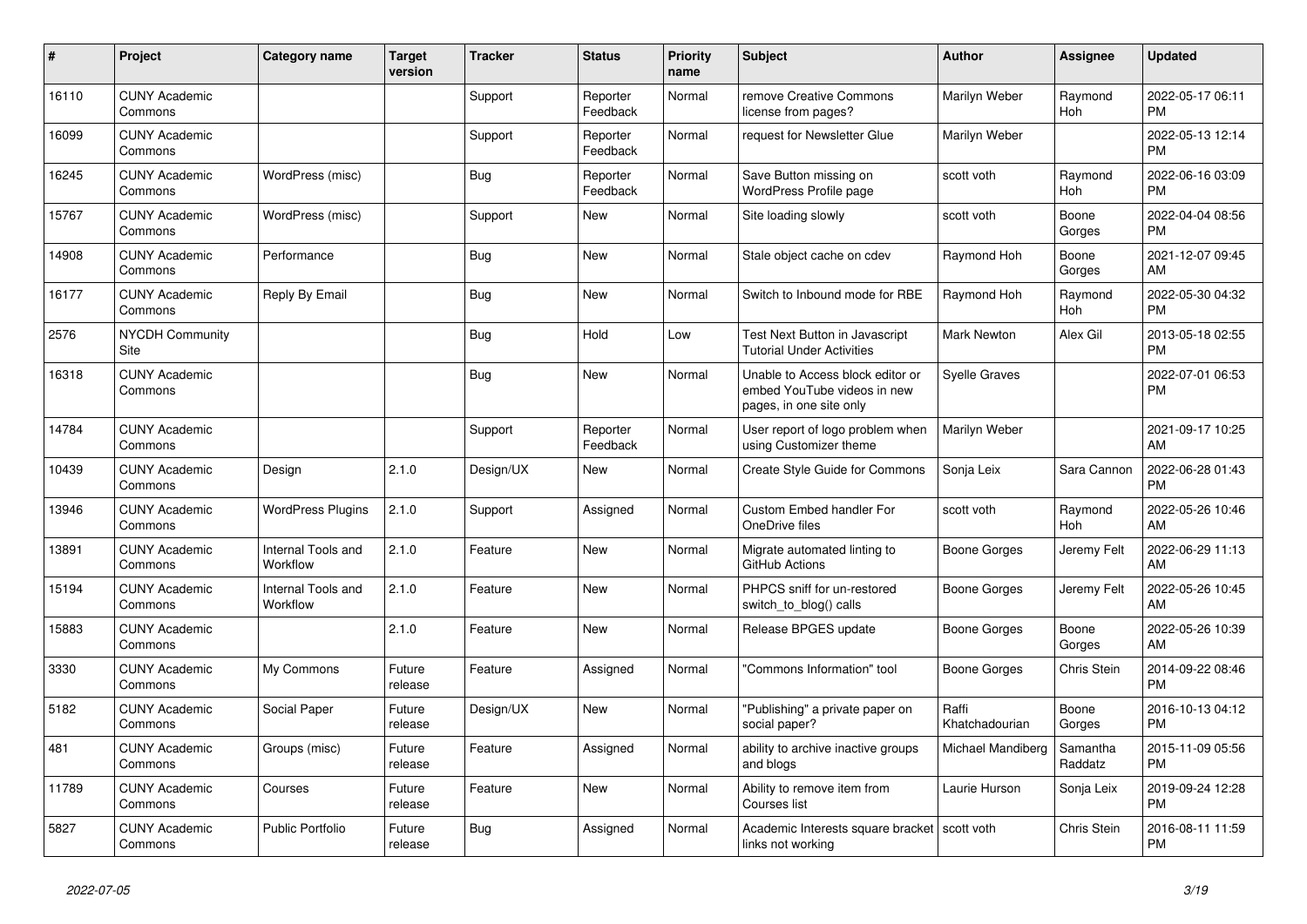| # | Project | Category name | Target version | Tracker | Status | Priority name | Subject | Author | Assignee | Updated |
|---|---|---|---|---|---|---|---|---|---|---|
| 16110 | CUNY Academic Commons | | | Support | Reporter Feedback | Normal | remove Creative Commons license from pages? | Marilyn Weber | Raymond Hoh | 2022-05-17 06:11 PM |
| 16099 | CUNY Academic Commons | | | Support | Reporter Feedback | Normal | request for Newsletter Glue | Marilyn Weber | | 2022-05-13 12:14 PM |
| 16245 | CUNY Academic Commons | WordPress (misc) | | Bug | Reporter Feedback | Normal | Save Button missing on WordPress Profile page | scott voth | Raymond Hoh | 2022-06-16 03:09 PM |
| 15767 | CUNY Academic Commons | WordPress (misc) | | Support | New | Normal | Site loading slowly | scott voth | Boone Gorges | 2022-04-04 08:56 PM |
| 14908 | CUNY Academic Commons | Performance | | Bug | New | Normal | Stale object cache on cdev | Raymond Hoh | Boone Gorges | 2021-12-07 09:45 AM |
| 16177 | CUNY Academic Commons | Reply By Email | | Bug | New | Normal | Switch to Inbound mode for RBE | Raymond Hoh | Raymond Hoh | 2022-05-30 04:32 PM |
| 2576 | NYCDH Community Site | | | Bug | Hold | Low | Test Next Button in Javascript Tutorial Under Activities | Mark Newton | Alex Gil | 2013-05-18 02:55 PM |
| 16318 | CUNY Academic Commons | | | Bug | New | Normal | Unable to Access block editor or embed YouTube videos in new pages, in one site only | Syelle Graves | | 2022-07-01 06:53 PM |
| 14784 | CUNY Academic Commons | | | Support | Reporter Feedback | Normal | User report of logo problem when using Customizer theme | Marilyn Weber | | 2021-09-17 10:25 AM |
| 10439 | CUNY Academic Commons | Design | 2.1.0 | Design/UX | New | Normal | Create Style Guide for Commons | Sonja Leix | Sara Cannon | 2022-06-28 01:43 PM |
| 13946 | CUNY Academic Commons | WordPress Plugins | 2.1.0 | Support | Assigned | Normal | Custom Embed handler For OneDrive files | scott voth | Raymond Hoh | 2022-05-26 10:46 AM |
| 13891 | CUNY Academic Commons | Internal Tools and Workflow | 2.1.0 | Feature | New | Normal | Migrate automated linting to GitHub Actions | Boone Gorges | Jeremy Felt | 2022-06-29 11:13 AM |
| 15194 | CUNY Academic Commons | Internal Tools and Workflow | 2.1.0 | Feature | New | Normal | PHPCS sniff for un-restored switch_to_blog() calls | Boone Gorges | Jeremy Felt | 2022-05-26 10:45 AM |
| 15883 | CUNY Academic Commons | | 2.1.0 | Feature | New | Normal | Release BPGES update | Boone Gorges | Boone Gorges | 2022-05-26 10:39 AM |
| 3330 | CUNY Academic Commons | My Commons | Future release | Feature | Assigned | Normal | "Commons Information" tool | Boone Gorges | Chris Stein | 2014-09-22 08:46 PM |
| 5182 | CUNY Academic Commons | Social Paper | Future release | Design/UX | New | Normal | "Publishing" a private paper on social paper? | Raffi Khatchadourian | Boone Gorges | 2016-10-13 04:12 PM |
| 481 | CUNY Academic Commons | Groups (misc) | Future release | Feature | Assigned | Normal | ability to archive inactive groups and blogs | Michael Mandiberg | Samantha Raddatz | 2015-11-09 05:56 PM |
| 11789 | CUNY Academic Commons | Courses | Future release | Feature | New | Normal | Ability to remove item from Courses list | Laurie Hurson | Sonja Leix | 2019-09-24 12:28 PM |
| 5827 | CUNY Academic Commons | Public Portfolio | Future release | Bug | Assigned | Normal | Academic Interests square bracket links not working | scott voth | Chris Stein | 2016-08-11 11:59 PM |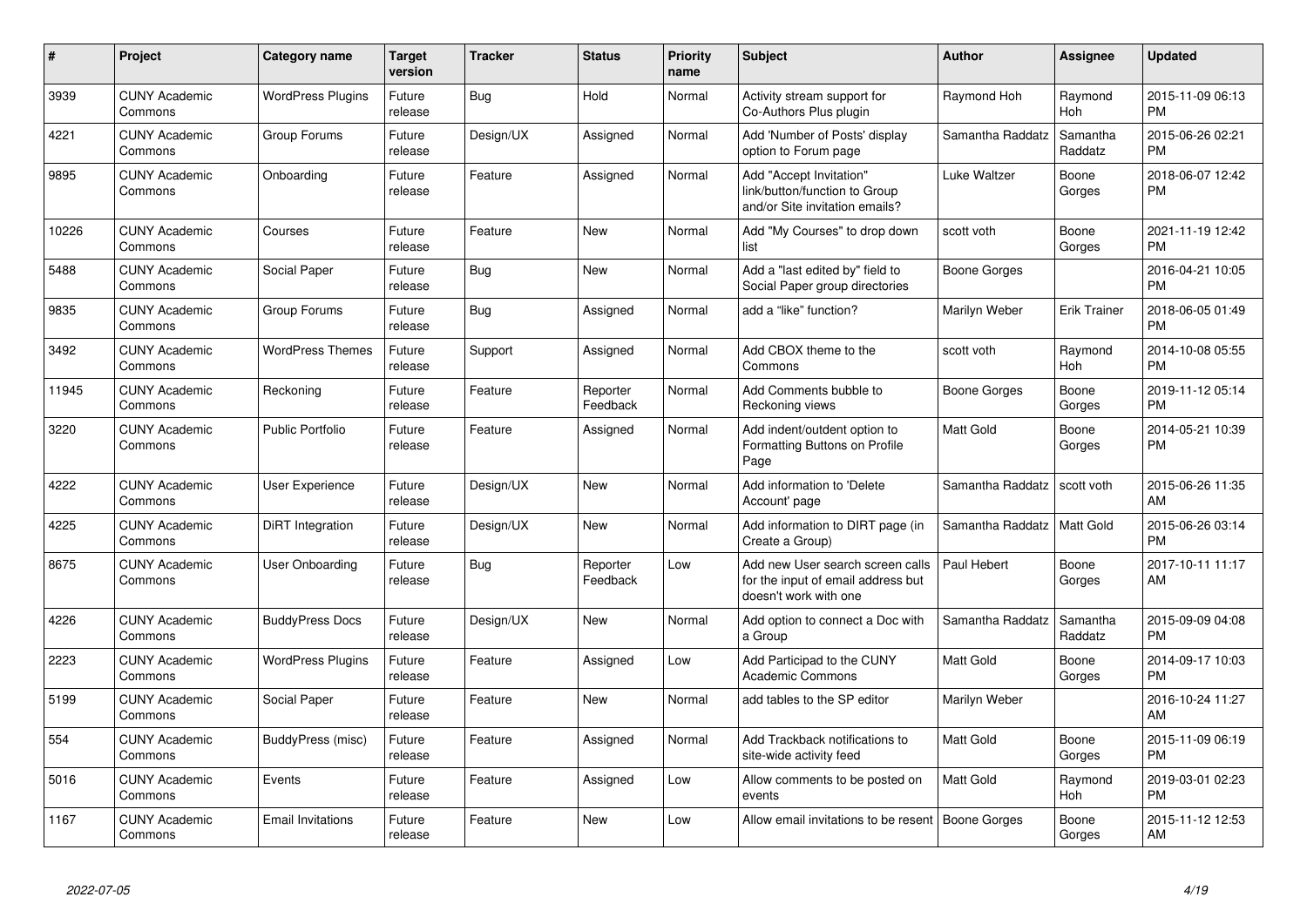| # | Project | Category name | Target version | Tracker | Status | Priority name | Subject | Author | Assignee | Updated |
|---|---|---|---|---|---|---|---|---|---|---|
| 3939 | CUNY Academic Commons | WordPress Plugins | Future release | Bug | Hold | Normal | Activity stream support for Co-Authors Plus plugin | Raymond Hoh | Raymond Hoh | 2015-11-09 06:13 PM |
| 4221 | CUNY Academic Commons | Group Forums | Future release | Design/UX | Assigned | Normal | Add 'Number of Posts' display option to Forum page | Samantha Raddatz | Samantha Raddatz | 2015-06-26 02:21 PM |
| 9895 | CUNY Academic Commons | Onboarding | Future release | Feature | Assigned | Normal | Add "Accept Invitation" link/button/function to Group and/or Site invitation emails? | Luke Waltzer | Boone Gorges | 2018-06-07 12:42 PM |
| 10226 | CUNY Academic Commons | Courses | Future release | Feature | New | Normal | Add "My Courses" to drop down list | scott voth | Boone Gorges | 2021-11-19 12:42 PM |
| 5488 | CUNY Academic Commons | Social Paper | Future release | Bug | New | Normal | Add a "last edited by" field to Social Paper group directories | Boone Gorges | | 2016-04-21 10:05 PM |
| 9835 | CUNY Academic Commons | Group Forums | Future release | Bug | Assigned | Normal | add a "like" function? | Marilyn Weber | Erik Trainer | 2018-06-05 01:49 PM |
| 3492 | CUNY Academic Commons | WordPress Themes | Future release | Support | Assigned | Normal | Add CBOX theme to the Commons | scott voth | Raymond Hoh | 2014-10-08 05:55 PM |
| 11945 | CUNY Academic Commons | Reckoning | Future release | Feature | Reporter Feedback | Normal | Add Comments bubble to Reckoning views | Boone Gorges | Boone Gorges | 2019-11-12 05:14 PM |
| 3220 | CUNY Academic Commons | Public Portfolio | Future release | Feature | Assigned | Normal | Add indent/outdent option to Formatting Buttons on Profile Page | Matt Gold | Boone Gorges | 2014-05-21 10:39 PM |
| 4222 | CUNY Academic Commons | User Experience | Future release | Design/UX | New | Normal | Add information to 'Delete Account' page | Samantha Raddatz | scott voth | 2015-06-26 11:35 AM |
| 4225 | CUNY Academic Commons | DiRT Integration | Future release | Design/UX | New | Normal | Add information to DIRT page (in Create a Group) | Samantha Raddatz | Matt Gold | 2015-06-26 03:14 PM |
| 8675 | CUNY Academic Commons | User Onboarding | Future release | Bug | Reporter Feedback | Low | Add new User search screen calls for the input of email address but doesn't work with one | Paul Hebert | Boone Gorges | 2017-10-11 11:17 AM |
| 4226 | CUNY Academic Commons | BuddyPress Docs | Future release | Design/UX | New | Normal | Add option to connect a Doc with a Group | Samantha Raddatz | Samantha Raddatz | 2015-09-09 04:08 PM |
| 2223 | CUNY Academic Commons | WordPress Plugins | Future release | Feature | Assigned | Low | Add Participad to the CUNY Academic Commons | Matt Gold | Boone Gorges | 2014-09-17 10:03 PM |
| 5199 | CUNY Academic Commons | Social Paper | Future release | Feature | New | Normal | add tables to the SP editor | Marilyn Weber | | 2016-10-24 11:27 AM |
| 554 | CUNY Academic Commons | BuddyPress (misc) | Future release | Feature | Assigned | Normal | Add Trackback notifications to site-wide activity feed | Matt Gold | Boone Gorges | 2015-11-09 06:19 PM |
| 5016 | CUNY Academic Commons | Events | Future release | Feature | Assigned | Low | Allow comments to be posted on events | Matt Gold | Raymond Hoh | 2019-03-01 02:23 PM |
| 1167 | CUNY Academic Commons | Email Invitations | Future release | Feature | New | Low | Allow email invitations to be resent | Boone Gorges | Boone Gorges | 2015-11-12 12:53 AM |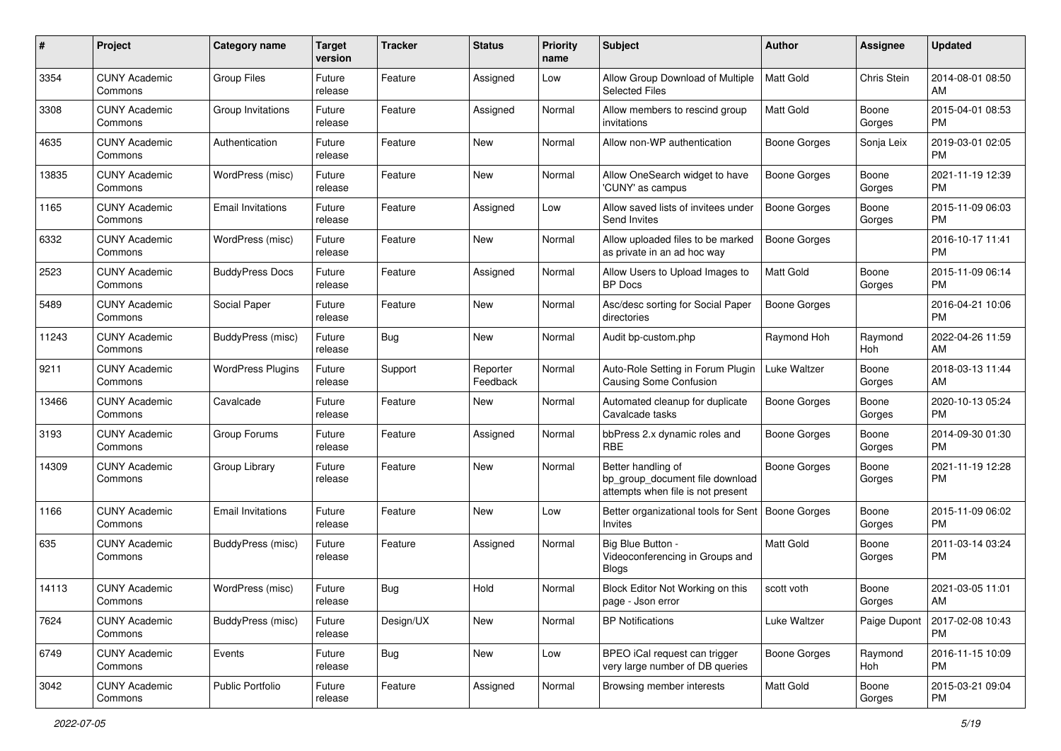| # | Project | Category name | Target version | Tracker | Status | Priority name | Subject | Author | Assignee | Updated |
|---|---|---|---|---|---|---|---|---|---|---|
| 3354 | CUNY Academic Commons | Group Files | Future release | Feature | Assigned | Low | Allow Group Download of Multiple Selected Files | Matt Gold | Chris Stein | 2014-08-01 08:50 AM |
| 3308 | CUNY Academic Commons | Group Invitations | Future release | Feature | Assigned | Normal | Allow members to rescind group invitations | Matt Gold | Boone Gorges | 2015-04-01 08:53 PM |
| 4635 | CUNY Academic Commons | Authentication | Future release | Feature | New | Normal | Allow non-WP authentication | Boone Gorges | Sonja Leix | 2019-03-01 02:05 PM |
| 13835 | CUNY Academic Commons | WordPress (misc) | Future release | Feature | New | Normal | Allow OneSearch widget to have 'CUNY' as campus | Boone Gorges | Boone Gorges | 2021-11-19 12:39 PM |
| 1165 | CUNY Academic Commons | Email Invitations | Future release | Feature | Assigned | Low | Allow saved lists of invitees under Send Invites | Boone Gorges | Boone Gorges | 2015-11-09 06:03 PM |
| 6332 | CUNY Academic Commons | WordPress (misc) | Future release | Feature | New | Normal | Allow uploaded files to be marked as private in an ad hoc way | Boone Gorges | | 2016-10-17 11:41 PM |
| 2523 | CUNY Academic Commons | BuddyPress Docs | Future release | Feature | Assigned | Normal | Allow Users to Upload Images to BP Docs | Matt Gold | Boone Gorges | 2015-11-09 06:14 PM |
| 5489 | CUNY Academic Commons | Social Paper | Future release | Feature | New | Normal | Asc/desc sorting for Social Paper directories | Boone Gorges | | 2016-04-21 10:06 PM |
| 11243 | CUNY Academic Commons | BuddyPress (misc) | Future release | Bug | New | Normal | Audit bp-custom.php | Raymond Hoh | Raymond Hoh | 2022-04-26 11:59 AM |
| 9211 | CUNY Academic Commons | WordPress Plugins | Future release | Support | Reporter Feedback | Normal | Auto-Role Setting in Forum Plugin Causing Some Confusion | Luke Waltzer | Boone Gorges | 2018-03-13 11:44 AM |
| 13466 | CUNY Academic Commons | Cavalcade | Future release | Feature | New | Normal | Automated cleanup for duplicate Cavalcade tasks | Boone Gorges | Boone Gorges | 2020-10-13 05:24 PM |
| 3193 | CUNY Academic Commons | Group Forums | Future release | Feature | Assigned | Normal | bbPress 2.x dynamic roles and RBE | Boone Gorges | Boone Gorges | 2014-09-30 01:30 PM |
| 14309 | CUNY Academic Commons | Group Library | Future release | Feature | New | Normal | Better handling of bp_group_document file download attempts when file is not present | Boone Gorges | Boone Gorges | 2021-11-19 12:28 PM |
| 1166 | CUNY Academic Commons | Email Invitations | Future release | Feature | New | Low | Better organizational tools for Sent Invites | Boone Gorges | Boone Gorges | 2015-11-09 06:02 PM |
| 635 | CUNY Academic Commons | BuddyPress (misc) | Future release | Feature | Assigned | Normal | Big Blue Button - Videoconferencing in Groups and Blogs | Matt Gold | Boone Gorges | 2011-03-14 03:24 PM |
| 14113 | CUNY Academic Commons | WordPress (misc) | Future release | Bug | Hold | Normal | Block Editor Not Working on this page - Json error | scott voth | Boone Gorges | 2021-03-05 11:01 AM |
| 7624 | CUNY Academic Commons | BuddyPress (misc) | Future release | Design/UX | New | Normal | BP Notifications | Luke Waltzer | Paige Dupont | 2017-02-08 10:43 PM |
| 6749 | CUNY Academic Commons | Events | Future release | Bug | New | Low | BPEO iCal request can trigger very large number of DB queries | Boone Gorges | Raymond Hoh | 2016-11-15 10:09 PM |
| 3042 | CUNY Academic Commons | Public Portfolio | Future release | Feature | Assigned | Normal | Browsing member interests | Matt Gold | Boone Gorges | 2015-03-21 09:04 PM |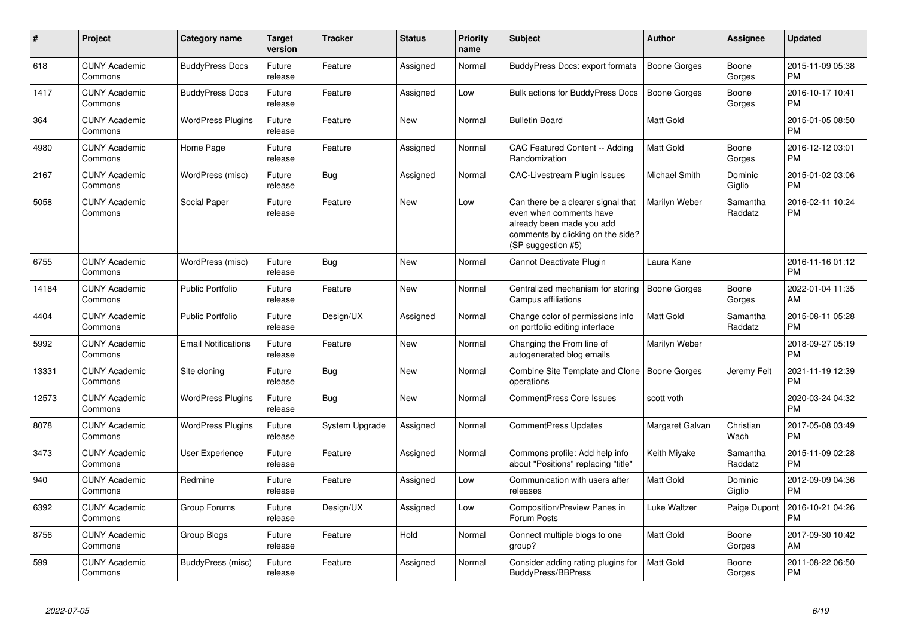| # | Project | Category name | Target version | Tracker | Status | Priority name | Subject | Author | Assignee | Updated |
|---|---|---|---|---|---|---|---|---|---|---|
| 618 | CUNY Academic Commons | BuddyPress Docs | Future release | Feature | Assigned | Normal | BuddyPress Docs: export formats | Boone Gorges | Boone Gorges | 2015-11-09 05:38 PM |
| 1417 | CUNY Academic Commons | BuddyPress Docs | Future release | Feature | Assigned | Low | Bulk actions for BuddyPress Docs | Boone Gorges | Boone Gorges | 2016-10-17 10:41 PM |
| 364 | CUNY Academic Commons | WordPress Plugins | Future release | Feature | New | Normal | Bulletin Board | Matt Gold | | 2015-01-05 08:50 PM |
| 4980 | CUNY Academic Commons | Home Page | Future release | Feature | Assigned | Normal | CAC Featured Content -- Adding Randomization | Matt Gold | Boone Gorges | 2016-12-12 03:01 PM |
| 2167 | CUNY Academic Commons | WordPress (misc) | Future release | Bug | Assigned | Normal | CAC-Livestream Plugin Issues | Michael Smith | Dominic Giglio | 2015-01-02 03:06 PM |
| 5058 | CUNY Academic Commons | Social Paper | Future release | Feature | New | Low | Can there be a clearer signal that even when comments have already been made you add comments by clicking on the side? (SP suggestion #5) | Marilyn Weber | Samantha Raddatz | 2016-02-11 10:24 PM |
| 6755 | CUNY Academic Commons | WordPress (misc) | Future release | Bug | New | Normal | Cannot Deactivate Plugin | Laura Kane | | 2016-11-16 01:12 PM |
| 14184 | CUNY Academic Commons | Public Portfolio | Future release | Feature | New | Normal | Centralized mechanism for storing Campus affiliations | Boone Gorges | Boone Gorges | 2022-01-04 11:35 AM |
| 4404 | CUNY Academic Commons | Public Portfolio | Future release | Design/UX | Assigned | Normal | Change color of permissions info on portfolio editing interface | Matt Gold | Samantha Raddatz | 2015-08-11 05:28 PM |
| 5992 | CUNY Academic Commons | Email Notifications | Future release | Feature | New | Normal | Changing the From line of autogenerated blog emails | Marilyn Weber | | 2018-09-27 05:19 PM |
| 13331 | CUNY Academic Commons | Site cloning | Future release | Bug | New | Normal | Combine Site Template and Clone operations | Boone Gorges | Jeremy Felt | 2021-11-19 12:39 PM |
| 12573 | CUNY Academic Commons | WordPress Plugins | Future release | Bug | New | Normal | CommentPress Core Issues | scott voth | | 2020-03-24 04:32 PM |
| 8078 | CUNY Academic Commons | WordPress Plugins | Future release | System Upgrade | Assigned | Normal | CommentPress Updates | Margaret Galvan | Christian Wach | 2017-05-08 03:49 PM |
| 3473 | CUNY Academic Commons | User Experience | Future release | Feature | Assigned | Normal | Commons profile: Add help info about "Positions" replacing "title" | Keith Miyake | Samantha Raddatz | 2015-11-09 02:28 PM |
| 940 | CUNY Academic Commons | Redmine | Future release | Feature | Assigned | Low | Communication with users after releases | Matt Gold | Dominic Giglio | 2012-09-09 04:36 PM |
| 6392 | CUNY Academic Commons | Group Forums | Future release | Design/UX | Assigned | Low | Composition/Preview Panes in Forum Posts | Luke Waltzer | Paige Dupont | 2016-10-21 04:26 PM |
| 8756 | CUNY Academic Commons | Group Blogs | Future release | Feature | Hold | Normal | Connect multiple blogs to one group? | Matt Gold | Boone Gorges | 2017-09-30 10:42 AM |
| 599 | CUNY Academic Commons | BuddyPress (misc) | Future release | Feature | Assigned | Normal | Consider adding rating plugins for BuddyPress/BBPress | Matt Gold | Boone Gorges | 2011-08-22 06:50 PM |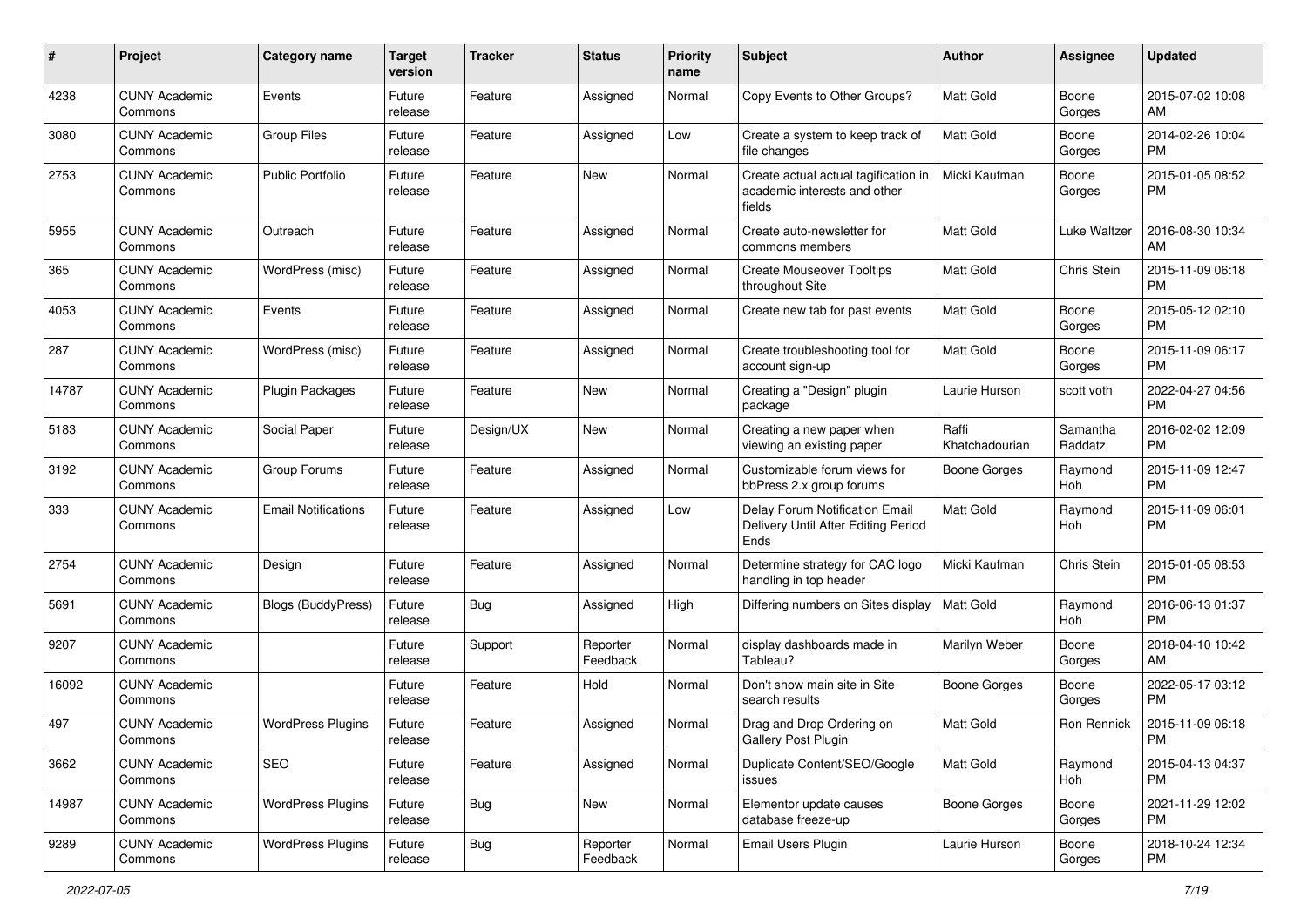| # | Project | Category name | Target version | Tracker | Status | Priority name | Subject | Author | Assignee | Updated |
|---|---|---|---|---|---|---|---|---|---|---|
| 4238 | CUNY Academic Commons | Events | Future release | Feature | Assigned | Normal | Copy Events to Other Groups? | Matt Gold | Boone Gorges | 2015-07-02 10:08 AM |
| 3080 | CUNY Academic Commons | Group Files | Future release | Feature | Assigned | Low | Create a system to keep track of file changes | Matt Gold | Boone Gorges | 2014-02-26 10:04 PM |
| 2753 | CUNY Academic Commons | Public Portfolio | Future release | Feature | New | Normal | Create actual actual tagification in academic interests and other fields | Micki Kaufman | Boone Gorges | 2015-01-05 08:52 PM |
| 5955 | CUNY Academic Commons | Outreach | Future release | Feature | Assigned | Normal | Create auto-newsletter for commons members | Matt Gold | Luke Waltzer | 2016-08-30 10:34 AM |
| 365 | CUNY Academic Commons | WordPress (misc) | Future release | Feature | Assigned | Normal | Create Mouseover Tooltips throughout Site | Matt Gold | Chris Stein | 2015-11-09 06:18 PM |
| 4053 | CUNY Academic Commons | Events | Future release | Feature | Assigned | Normal | Create new tab for past events | Matt Gold | Boone Gorges | 2015-05-12 02:10 PM |
| 287 | CUNY Academic Commons | WordPress (misc) | Future release | Feature | Assigned | Normal | Create troubleshooting tool for account sign-up | Matt Gold | Boone Gorges | 2015-11-09 06:17 PM |
| 14787 | CUNY Academic Commons | Plugin Packages | Future release | Feature | New | Normal | Creating a "Design" plugin package | Laurie Hurson | scott voth | 2022-04-27 04:56 PM |
| 5183 | CUNY Academic Commons | Social Paper | Future release | Design/UX | New | Normal | Creating a new paper when viewing an existing paper | Raffi Khatchadourian | Samantha Raddatz | 2016-02-02 12:09 PM |
| 3192 | CUNY Academic Commons | Group Forums | Future release | Feature | Assigned | Normal | Customizable forum views for bbPress 2.x group forums | Boone Gorges | Raymond Hoh | 2015-11-09 12:47 PM |
| 333 | CUNY Academic Commons | Email Notifications | Future release | Feature | Assigned | Low | Delay Forum Notification Email Delivery Until After Editing Period Ends | Matt Gold | Raymond Hoh | 2015-11-09 06:01 PM |
| 2754 | CUNY Academic Commons | Design | Future release | Feature | Assigned | Normal | Determine strategy for CAC logo handling in top header | Micki Kaufman | Chris Stein | 2015-01-05 08:53 PM |
| 5691 | CUNY Academic Commons | Blogs (BuddyPress) | Future release | Bug | Assigned | High | Differing numbers on Sites display | Matt Gold | Raymond Hoh | 2016-06-13 01:37 PM |
| 9207 | CUNY Academic Commons | | Future release | Support | Reporter Feedback | Normal | display dashboards made in Tableau? | Marilyn Weber | Boone Gorges | 2018-04-10 10:42 AM |
| 16092 | CUNY Academic Commons | | Future release | Feature | Hold | Normal | Don't show main site in Site search results | Boone Gorges | Boone Gorges | 2022-05-17 03:12 PM |
| 497 | CUNY Academic Commons | WordPress Plugins | Future release | Feature | Assigned | Normal | Drag and Drop Ordering on Gallery Post Plugin | Matt Gold | Ron Rennick | 2015-11-09 06:18 PM |
| 3662 | CUNY Academic Commons | SEO | Future release | Feature | Assigned | Normal | Duplicate Content/SEO/Google issues | Matt Gold | Raymond Hoh | 2015-04-13 04:37 PM |
| 14987 | CUNY Academic Commons | WordPress Plugins | Future release | Bug | New | Normal | Elementor update causes database freeze-up | Boone Gorges | Boone Gorges | 2021-11-29 12:02 PM |
| 9289 | CUNY Academic Commons | WordPress Plugins | Future release | Bug | Reporter Feedback | Normal | Email Users Plugin | Laurie Hurson | Boone Gorges | 2018-10-24 12:34 PM |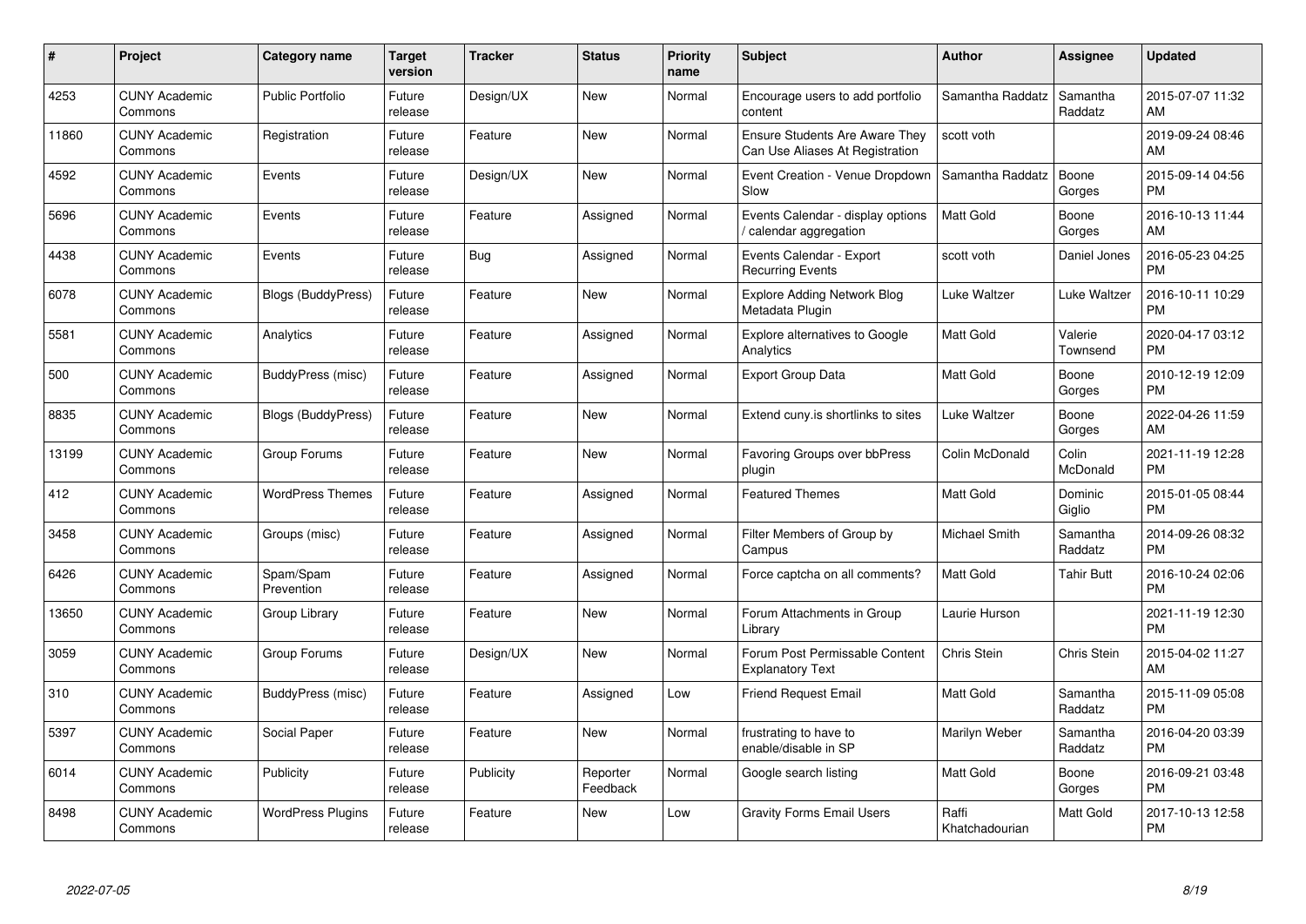| # | Project | Category name | Target version | Tracker | Status | Priority name | Subject | Author | Assignee | Updated |
|---|---|---|---|---|---|---|---|---|---|---|
| 4253 | CUNY Academic Commons | Public Portfolio | Future release | Design/UX | New | Normal | Encourage users to add portfolio content | Samantha Raddatz | Samantha Raddatz | 2015-07-07 11:32 AM |
| 11860 | CUNY Academic Commons | Registration | Future release | Feature | New | Normal | Ensure Students Are Aware They Can Use Aliases At Registration | scott voth | | 2019-09-24 08:46 AM |
| 4592 | CUNY Academic Commons | Events | Future release | Design/UX | New | Normal | Event Creation - Venue Dropdown Slow | Samantha Raddatz | Boone Gorges | 2015-09-14 04:56 PM |
| 5696 | CUNY Academic Commons | Events | Future release | Feature | Assigned | Normal | Events Calendar - display options / calendar aggregation | Matt Gold | Boone Gorges | 2016-10-13 11:44 AM |
| 4438 | CUNY Academic Commons | Events | Future release | Bug | Assigned | Normal | Events Calendar - Export Recurring Events | scott voth | Daniel Jones | 2016-05-23 04:25 PM |
| 6078 | CUNY Academic Commons | Blogs (BuddyPress) | Future release | Feature | New | Normal | Explore Adding Network Blog Metadata Plugin | Luke Waltzer | Luke Waltzer | 2016-10-11 10:29 PM |
| 5581 | CUNY Academic Commons | Analytics | Future release | Feature | Assigned | Normal | Explore alternatives to Google Analytics | Matt Gold | Valerie Townsend | 2020-04-17 03:12 PM |
| 500 | CUNY Academic Commons | BuddyPress (misc) | Future release | Feature | Assigned | Normal | Export Group Data | Matt Gold | Boone Gorges | 2010-12-19 12:09 PM |
| 8835 | CUNY Academic Commons | Blogs (BuddyPress) | Future release | Feature | New | Normal | Extend cuny.is shortlinks to sites | Luke Waltzer | Boone Gorges | 2022-04-26 11:59 AM |
| 13199 | CUNY Academic Commons | Group Forums | Future release | Feature | New | Normal | Favoring Groups over bbPress plugin | Colin McDonald | Colin McDonald | 2021-11-19 12:28 PM |
| 412 | CUNY Academic Commons | WordPress Themes | Future release | Feature | Assigned | Normal | Featured Themes | Matt Gold | Dominic Giglio | 2015-01-05 08:44 PM |
| 3458 | CUNY Academic Commons | Groups (misc) | Future release | Feature | Assigned | Normal | Filter Members of Group by Campus | Michael Smith | Samantha Raddatz | 2014-09-26 08:32 PM |
| 6426 | CUNY Academic Commons | Spam/Spam Prevention | Future release | Feature | Assigned | Normal | Force captcha on all comments? | Matt Gold | Tahir Butt | 2016-10-24 02:06 PM |
| 13650 | CUNY Academic Commons | Group Library | Future release | Feature | New | Normal | Forum Attachments in Group Library | Laurie Hurson | | 2021-11-19 12:30 PM |
| 3059 | CUNY Academic Commons | Group Forums | Future release | Design/UX | New | Normal | Forum Post Permissable Content Explanatory Text | Chris Stein | Chris Stein | 2015-04-02 11:27 AM |
| 310 | CUNY Academic Commons | BuddyPress (misc) | Future release | Feature | Assigned | Low | Friend Request Email | Matt Gold | Samantha Raddatz | 2015-11-09 05:08 PM |
| 5397 | CUNY Academic Commons | Social Paper | Future release | Feature | New | Normal | frustrating to have to enable/disable in SP | Marilyn Weber | Samantha Raddatz | 2016-04-20 03:39 PM |
| 6014 | CUNY Academic Commons | Publicity | Future release | Publicity | Reporter Feedback | Normal | Google search listing | Matt Gold | Boone Gorges | 2016-09-21 03:48 PM |
| 8498 | CUNY Academic Commons | WordPress Plugins | Future release | Feature | New | Low | Gravity Forms Email Users | Raffi Khatchadourian | Matt Gold | 2017-10-13 12:58 PM |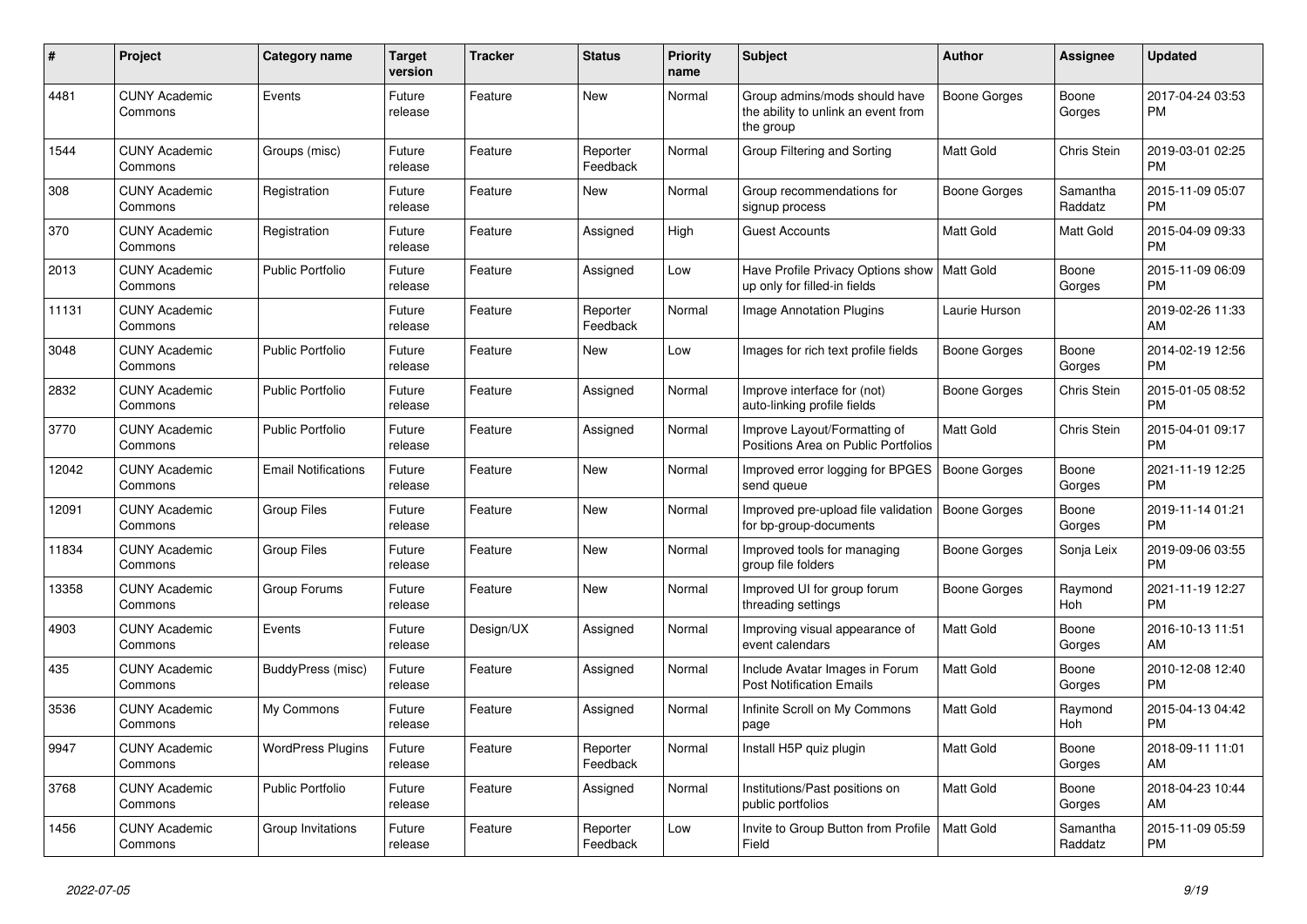| # | Project | Category name | Target version | Tracker | Status | Priority name | Subject | Author | Assignee | Updated |
|---|---|---|---|---|---|---|---|---|---|---|
| 4481 | CUNY Academic Commons | Events | Future release | Feature | New | Normal | Group admins/mods should have the ability to unlink an event from the group | Boone Gorges | Boone Gorges | 2017-04-24 03:53 PM |
| 1544 | CUNY Academic Commons | Groups (misc) | Future release | Feature | Reporter Feedback | Normal | Group Filtering and Sorting | Matt Gold | Chris Stein | 2019-03-01 02:25 PM |
| 308 | CUNY Academic Commons | Registration | Future release | Feature | New | Normal | Group recommendations for signup process | Boone Gorges | Samantha Raddatz | 2015-11-09 05:07 PM |
| 370 | CUNY Academic Commons | Registration | Future release | Feature | Assigned | High | Guest Accounts | Matt Gold | Matt Gold | 2015-04-09 09:33 PM |
| 2013 | CUNY Academic Commons | Public Portfolio | Future release | Feature | Assigned | Low | Have Profile Privacy Options show up only for filled-in fields | Matt Gold | Boone Gorges | 2015-11-09 06:09 PM |
| 11131 | CUNY Academic Commons | | Future release | Feature | Reporter Feedback | Normal | Image Annotation Plugins | Laurie Hurson | | 2019-02-26 11:33 AM |
| 3048 | CUNY Academic Commons | Public Portfolio | Future release | Feature | New | Low | Images for rich text profile fields | Boone Gorges | Boone Gorges | 2014-02-19 12:56 PM |
| 2832 | CUNY Academic Commons | Public Portfolio | Future release | Feature | Assigned | Normal | Improve interface for (not) auto-linking profile fields | Boone Gorges | Chris Stein | 2015-01-05 08:52 PM |
| 3770 | CUNY Academic Commons | Public Portfolio | Future release | Feature | Assigned | Normal | Improve Layout/Formatting of Positions Area on Public Portfolios | Matt Gold | Chris Stein | 2015-04-01 09:17 PM |
| 12042 | CUNY Academic Commons | Email Notifications | Future release | Feature | New | Normal | Improved error logging for BPGES send queue | Boone Gorges | Boone Gorges | 2021-11-19 12:25 PM |
| 12091 | CUNY Academic Commons | Group Files | Future release | Feature | New | Normal | Improved pre-upload file validation for bp-group-documents | Boone Gorges | Boone Gorges | 2019-11-14 01:21 PM |
| 11834 | CUNY Academic Commons | Group Files | Future release | Feature | New | Normal | Improved tools for managing group file folders | Boone Gorges | Sonja Leix | 2019-09-06 03:55 PM |
| 13358 | CUNY Academic Commons | Group Forums | Future release | Feature | New | Normal | Improved UI for group forum threading settings | Boone Gorges | Raymond Hoh | 2021-11-19 12:27 PM |
| 4903 | CUNY Academic Commons | Events | Future release | Design/UX | Assigned | Normal | Improving visual appearance of event calendars | Matt Gold | Boone Gorges | 2016-10-13 11:51 AM |
| 435 | CUNY Academic Commons | BuddyPress (misc) | Future release | Feature | Assigned | Normal | Include Avatar Images in Forum Post Notification Emails | Matt Gold | Boone Gorges | 2010-12-08 12:40 PM |
| 3536 | CUNY Academic Commons | My Commons | Future release | Feature | Assigned | Normal | Infinite Scroll on My Commons page | Matt Gold | Raymond Hoh | 2015-04-13 04:42 PM |
| 9947 | CUNY Academic Commons | WordPress Plugins | Future release | Feature | Reporter Feedback | Normal | Install H5P quiz plugin | Matt Gold | Boone Gorges | 2018-09-11 11:01 AM |
| 3768 | CUNY Academic Commons | Public Portfolio | Future release | Feature | Assigned | Normal | Institutions/Past positions on public portfolios | Matt Gold | Boone Gorges | 2018-04-23 10:44 AM |
| 1456 | CUNY Academic Commons | Group Invitations | Future release | Feature | Reporter Feedback | Low | Invite to Group Button from Profile Field | Matt Gold | Samantha Raddatz | 2015-11-09 05:59 PM |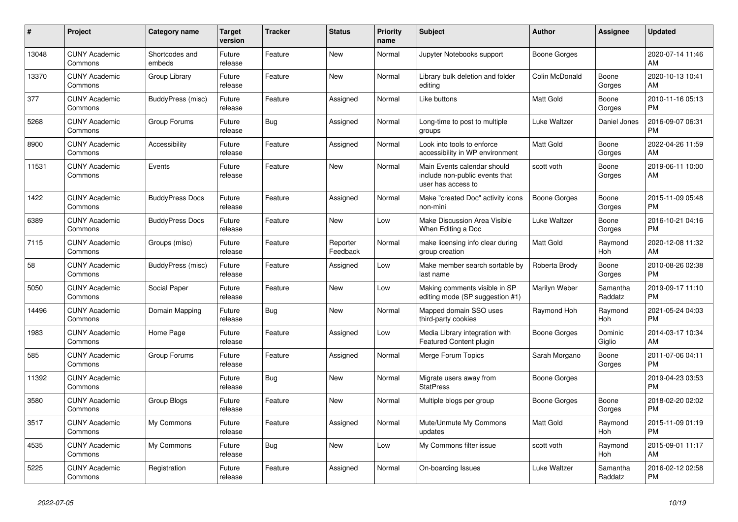| # | Project | Category name | Target version | Tracker | Status | Priority name | Subject | Author | Assignee | Updated |
|---|---|---|---|---|---|---|---|---|---|---|
| 13048 | CUNY Academic Commons | Shortcodes and embeds | Future release | Feature | New | Normal | Jupyter Notebooks support | Boone Gorges | | 2020-07-14 11:46 AM |
| 13370 | CUNY Academic Commons | Group Library | Future release | Feature | New | Normal | Library bulk deletion and folder editing | Colin McDonald | Boone Gorges | 2020-10-13 10:41 AM |
| 377 | CUNY Academic Commons | BuddyPress (misc) | Future release | Feature | Assigned | Normal | Like buttons | Matt Gold | Boone Gorges | 2010-11-16 05:13 PM |
| 5268 | CUNY Academic Commons | Group Forums | Future release | Bug | Assigned | Normal | Long-time to post to multiple groups | Luke Waltzer | Daniel Jones | 2016-09-07 06:31 PM |
| 8900 | CUNY Academic Commons | Accessibility | Future release | Feature | Assigned | Normal | Look into tools to enforce accessibility in WP environment | Matt Gold | Boone Gorges | 2022-04-26 11:59 AM |
| 11531 | CUNY Academic Commons | Events | Future release | Feature | New | Normal | Main Events calendar should include non-public events that user has access to | scott voth | Boone Gorges | 2019-06-11 10:00 AM |
| 1422 | CUNY Academic Commons | BuddyPress Docs | Future release | Feature | Assigned | Normal | Make "created Doc" activity icons non-mini | Boone Gorges | Boone Gorges | 2015-11-09 05:48 PM |
| 6389 | CUNY Academic Commons | BuddyPress Docs | Future release | Feature | New | Low | Make Discussion Area Visible When Editing a Doc | Luke Waltzer | Boone Gorges | 2016-10-21 04:16 PM |
| 7115 | CUNY Academic Commons | Groups (misc) | Future release | Feature | Reporter Feedback | Normal | make licensing info clear during group creation | Matt Gold | Raymond Hoh | 2020-12-08 11:32 AM |
| 58 | CUNY Academic Commons | BuddyPress (misc) | Future release | Feature | Assigned | Low | Make member search sortable by last name | Roberta Brody | Boone Gorges | 2010-08-26 02:38 PM |
| 5050 | CUNY Academic Commons | Social Paper | Future release | Feature | New | Low | Making comments visible in SP editing mode (SP suggestion #1) | Marilyn Weber | Samantha Raddatz | 2019-09-17 11:10 PM |
| 14496 | CUNY Academic Commons | Domain Mapping | Future release | Bug | New | Normal | Mapped domain SSO uses third-party cookies | Raymond Hoh | Raymond Hoh | 2021-05-24 04:03 PM |
| 1983 | CUNY Academic Commons | Home Page | Future release | Feature | Assigned | Low | Media Library integration with Featured Content plugin | Boone Gorges | Dominic Giglio | 2014-03-17 10:34 AM |
| 585 | CUNY Academic Commons | Group Forums | Future release | Feature | Assigned | Normal | Merge Forum Topics | Sarah Morgano | Boone Gorges | 2011-07-06 04:11 PM |
| 11392 | CUNY Academic Commons | | Future release | Bug | New | Normal | Migrate users away from StatPress | Boone Gorges | | 2019-04-23 03:53 PM |
| 3580 | CUNY Academic Commons | Group Blogs | Future release | Feature | New | Normal | Multiple blogs per group | Boone Gorges | Boone Gorges | 2018-02-20 02:02 PM |
| 3517 | CUNY Academic Commons | My Commons | Future release | Feature | Assigned | Normal | Mute/Unmute My Commons updates | Matt Gold | Raymond Hoh | 2015-11-09 01:19 PM |
| 4535 | CUNY Academic Commons | My Commons | Future release | Bug | New | Low | My Commons filter issue | scott voth | Raymond Hoh | 2015-09-01 11:17 AM |
| 5225 | CUNY Academic Commons | Registration | Future release | Feature | Assigned | Normal | On-boarding Issues | Luke Waltzer | Samantha Raddatz | 2016-02-12 02:58 PM |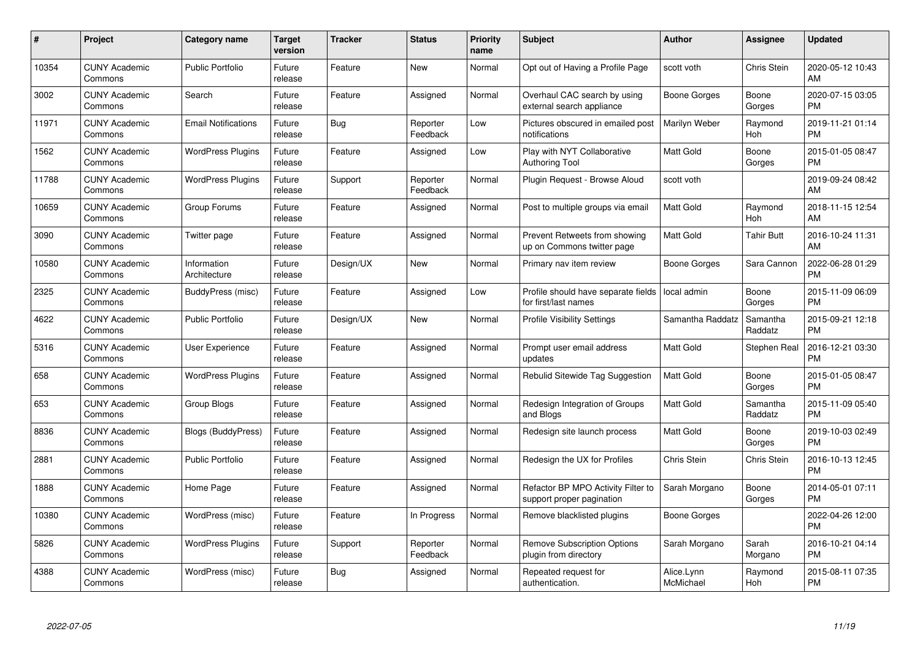| # | Project | Category name | Target version | Tracker | Status | Priority name | Subject | Author | Assignee | Updated |
|---|---|---|---|---|---|---|---|---|---|---|
| 10354 | CUNY Academic Commons | Public Portfolio | Future release | Feature | New | Normal | Opt out of Having a Profile Page | scott voth | Chris Stein | 2020-05-12 10:43 AM |
| 3002 | CUNY Academic Commons | Search | Future release | Feature | Assigned | Normal | Overhaul CAC search by using external search appliance | Boone Gorges | Boone Gorges | 2020-07-15 03:05 PM |
| 11971 | CUNY Academic Commons | Email Notifications | Future release | Bug | Reporter Feedback | Low | Pictures obscured in emailed post notifications | Marilyn Weber | Raymond Hoh | 2019-11-21 01:14 PM |
| 1562 | CUNY Academic Commons | WordPress Plugins | Future release | Feature | Assigned | Low | Play with NYT Collaborative Authoring Tool | Matt Gold | Boone Gorges | 2015-01-05 08:47 PM |
| 11788 | CUNY Academic Commons | WordPress Plugins | Future release | Support | Reporter Feedback | Normal | Plugin Request - Browse Aloud | scott voth | | 2019-09-24 08:42 AM |
| 10659 | CUNY Academic Commons | Group Forums | Future release | Feature | Assigned | Normal | Post to multiple groups via email | Matt Gold | Raymond Hoh | 2018-11-15 12:54 AM |
| 3090 | CUNY Academic Commons | Twitter page | Future release | Feature | Assigned | Normal | Prevent Retweets from showing up on Commons twitter page | Matt Gold | Tahir Butt | 2016-10-24 11:31 AM |
| 10580 | CUNY Academic Commons | Information Architecture | Future release | Design/UX | New | Normal | Primary nav item review | Boone Gorges | Sara Cannon | 2022-06-28 01:29 PM |
| 2325 | CUNY Academic Commons | BuddyPress (misc) | Future release | Feature | Assigned | Low | Profile should have separate fields for first/last names | local admin | Boone Gorges | 2015-11-09 06:09 PM |
| 4622 | CUNY Academic Commons | Public Portfolio | Future release | Design/UX | New | Normal | Profile Visibility Settings | Samantha Raddatz | Samantha Raddatz | 2015-09-21 12:18 PM |
| 5316 | CUNY Academic Commons | User Experience | Future release | Feature | Assigned | Normal | Prompt user email address updates | Matt Gold | Stephen Real | 2016-12-21 03:30 PM |
| 658 | CUNY Academic Commons | WordPress Plugins | Future release | Feature | Assigned | Normal | Rebulid Sitewide Tag Suggestion | Matt Gold | Boone Gorges | 2015-01-05 08:47 PM |
| 653 | CUNY Academic Commons | Group Blogs | Future release | Feature | Assigned | Normal | Redesign Integration of Groups and Blogs | Matt Gold | Samantha Raddatz | 2015-11-09 05:40 PM |
| 8836 | CUNY Academic Commons | Blogs (BuddyPress) | Future release | Feature | Assigned | Normal | Redesign site launch process | Matt Gold | Boone Gorges | 2019-10-03 02:49 PM |
| 2881 | CUNY Academic Commons | Public Portfolio | Future release | Feature | Assigned | Normal | Redesign the UX for Profiles | Chris Stein | Chris Stein | 2016-10-13 12:45 PM |
| 1888 | CUNY Academic Commons | Home Page | Future release | Feature | Assigned | Normal | Refactor BP MPO Activity Filter to support proper pagination | Sarah Morgano | Boone Gorges | 2014-05-01 07:11 PM |
| 10380 | CUNY Academic Commons | WordPress (misc) | Future release | Feature | In Progress | Normal | Remove blacklisted plugins | Boone Gorges | | 2022-04-26 12:00 PM |
| 5826 | CUNY Academic Commons | WordPress Plugins | Future release | Support | Reporter Feedback | Normal | Remove Subscription Options plugin from directory | Sarah Morgano | Sarah Morgano | 2016-10-21 04:14 PM |
| 4388 | CUNY Academic Commons | WordPress (misc) | Future release | Bug | Assigned | Normal | Repeated request for authentication. | Alice.Lynn McMichael | Raymond Hoh | 2015-08-11 07:35 PM |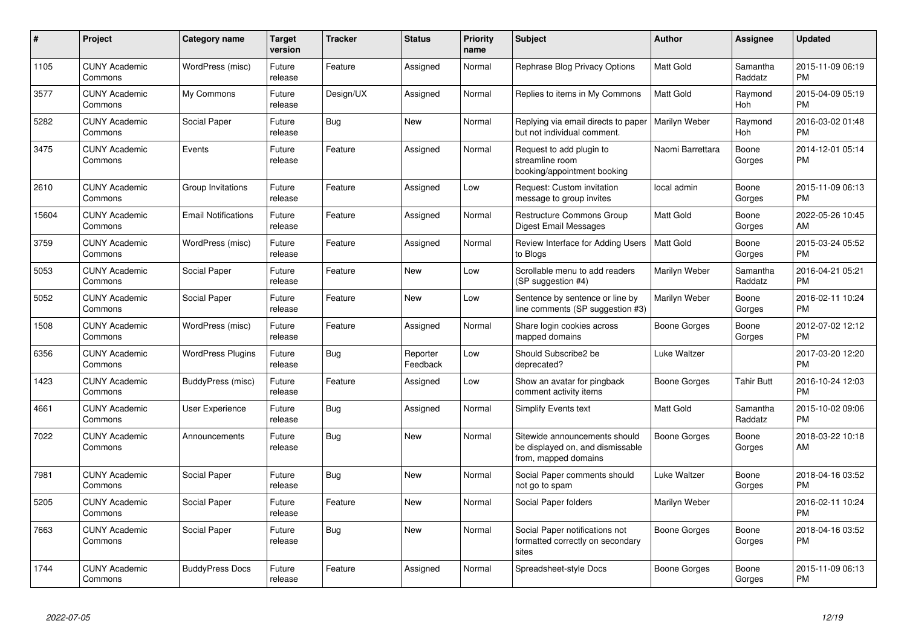| # | Project | Category name | Target version | Tracker | Status | Priority name | Subject | Author | Assignee | Updated |
|---|---|---|---|---|---|---|---|---|---|---|
| 1105 | CUNY Academic Commons | WordPress (misc) | Future release | Feature | Assigned | Normal | Rephrase Blog Privacy Options | Matt Gold | Samantha Raddatz | 2015-11-09 06:19 PM |
| 3577 | CUNY Academic Commons | My Commons | Future release | Design/UX | Assigned | Normal | Replies to items in My Commons | Matt Gold | Raymond Hoh | 2015-04-09 05:19 PM |
| 5282 | CUNY Academic Commons | Social Paper | Future release | Bug | New | Normal | Replying via email directs to paper but not individual comment. | Marilyn Weber | Raymond Hoh | 2016-03-02 01:48 PM |
| 3475 | CUNY Academic Commons | Events | Future release | Feature | Assigned | Normal | Request to add plugin to streamline room booking/appointment booking | Naomi Barrettara | Boone Gorges | 2014-12-01 05:14 PM |
| 2610 | CUNY Academic Commons | Group Invitations | Future release | Feature | Assigned | Low | Request: Custom invitation message to group invites | local admin | Boone Gorges | 2015-11-09 06:13 PM |
| 15604 | CUNY Academic Commons | Email Notifications | Future release | Feature | Assigned | Normal | Restructure Commons Group Digest Email Messages | Matt Gold | Boone Gorges | 2022-05-26 10:45 AM |
| 3759 | CUNY Academic Commons | WordPress (misc) | Future release | Feature | Assigned | Normal | Review Interface for Adding Users to Blogs | Matt Gold | Boone Gorges | 2015-03-24 05:52 PM |
| 5053 | CUNY Academic Commons | Social Paper | Future release | Feature | New | Low | Scrollable menu to add readers (SP suggestion #4) | Marilyn Weber | Samantha Raddatz | 2016-04-21 05:21 PM |
| 5052 | CUNY Academic Commons | Social Paper | Future release | Feature | New | Low | Sentence by sentence or line by line comments (SP suggestion #3) | Marilyn Weber | Boone Gorges | 2016-02-11 10:24 PM |
| 1508 | CUNY Academic Commons | WordPress (misc) | Future release | Feature | Assigned | Normal | Share login cookies across mapped domains | Boone Gorges | Boone Gorges | 2012-07-02 12:12 PM |
| 6356 | CUNY Academic Commons | WordPress Plugins | Future release | Bug | Reporter Feedback | Low | Should Subscribe2 be deprecated? | Luke Waltzer | | 2017-03-20 12:20 PM |
| 1423 | CUNY Academic Commons | BuddyPress (misc) | Future release | Feature | Assigned | Low | Show an avatar for pingback comment activity items | Boone Gorges | Tahir Butt | 2016-10-24 12:03 PM |
| 4661 | CUNY Academic Commons | User Experience | Future release | Bug | Assigned | Normal | Simplify Events text | Matt Gold | Samantha Raddatz | 2015-10-02 09:06 PM |
| 7022 | CUNY Academic Commons | Announcements | Future release | Bug | New | Normal | Sitewide announcements should be displayed on, and dismissable from, mapped domains | Boone Gorges | Boone Gorges | 2018-03-22 10:18 AM |
| 7981 | CUNY Academic Commons | Social Paper | Future release | Bug | New | Normal | Social Paper comments should not go to spam | Luke Waltzer | Boone Gorges | 2018-04-16 03:52 PM |
| 5205 | CUNY Academic Commons | Social Paper | Future release | Feature | New | Normal | Social Paper folders | Marilyn Weber | | 2016-02-11 10:24 PM |
| 7663 | CUNY Academic Commons | Social Paper | Future release | Bug | New | Normal | Social Paper notifications not formatted correctly on secondary sites | Boone Gorges | Boone Gorges | 2018-04-16 03:52 PM |
| 1744 | CUNY Academic Commons | BuddyPress Docs | Future release | Feature | Assigned | Normal | Spreadsheet-style Docs | Boone Gorges | Boone Gorges | 2015-11-09 06:13 PM |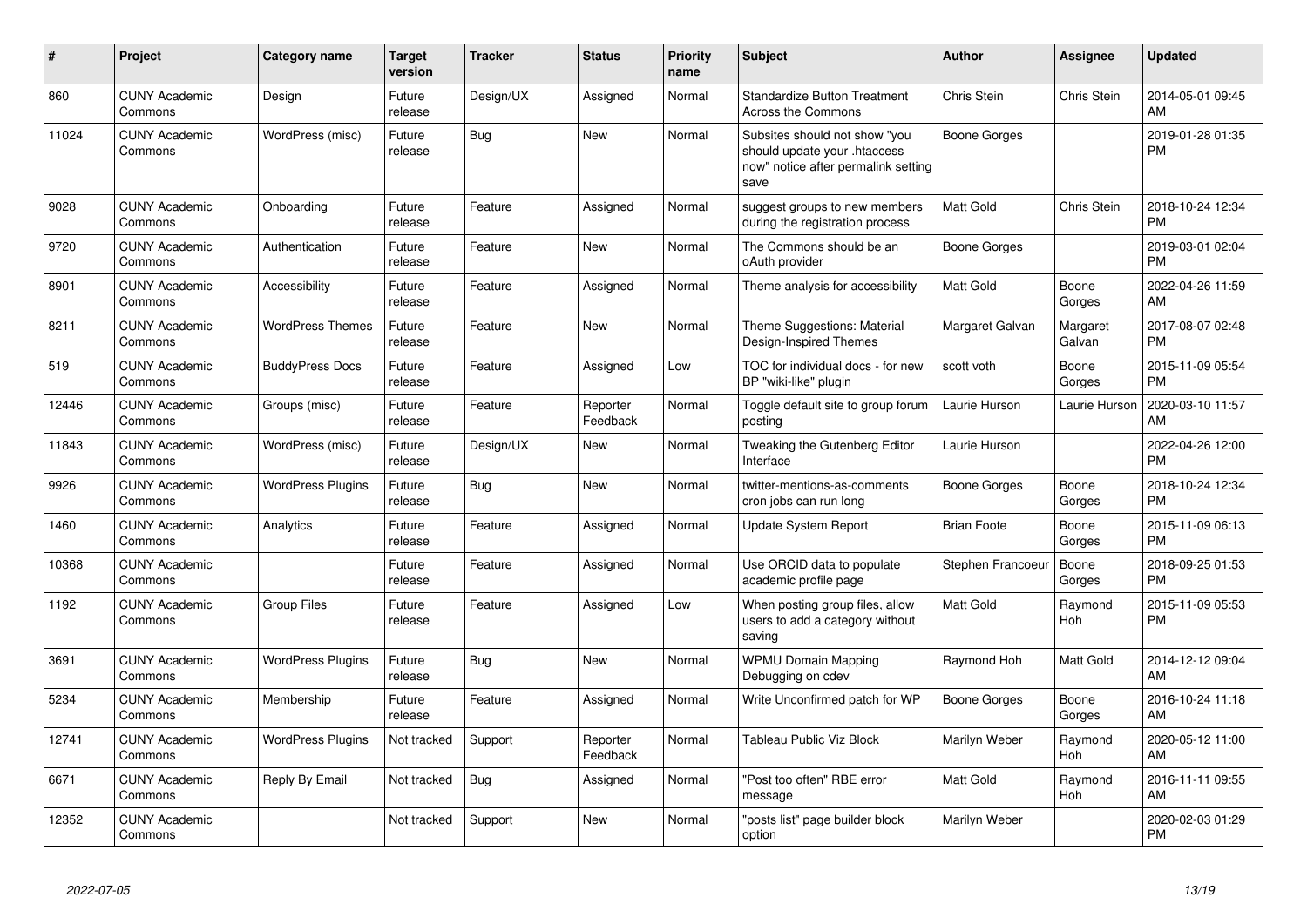| # | Project | Category name | Target version | Tracker | Status | Priority name | Subject | Author | Assignee | Updated |
|---|---|---|---|---|---|---|---|---|---|---|
| 860 | CUNY Academic Commons | Design | Future release | Design/UX | Assigned | Normal | Standardize Button Treatment Across the Commons | Chris Stein | Chris Stein | 2014-05-01 09:45 AM |
| 11024 | CUNY Academic Commons | WordPress (misc) | Future release | Bug | New | Normal | Subsites should not show "you should update your .htaccess now" notice after permalink setting save | Boone Gorges | | 2019-01-28 01:35 PM |
| 9028 | CUNY Academic Commons | Onboarding | Future release | Feature | Assigned | Normal | suggest groups to new members during the registration process | Matt Gold | Chris Stein | 2018-10-24 12:34 PM |
| 9720 | CUNY Academic Commons | Authentication | Future release | Feature | New | Normal | The Commons should be an oAuth provider | Boone Gorges | | 2019-03-01 02:04 PM |
| 8901 | CUNY Academic Commons | Accessibility | Future release | Feature | Assigned | Normal | Theme analysis for accessibility | Matt Gold | Boone Gorges | 2022-04-26 11:59 AM |
| 8211 | CUNY Academic Commons | WordPress Themes | Future release | Feature | New | Normal | Theme Suggestions: Material Design-Inspired Themes | Margaret Galvan | Margaret Galvan | 2017-08-07 02:48 PM |
| 519 | CUNY Academic Commons | BuddyPress Docs | Future release | Feature | Assigned | Low | TOC for individual docs - for new BP "wiki-like" plugin | scott voth | Boone Gorges | 2015-11-09 05:54 PM |
| 12446 | CUNY Academic Commons | Groups (misc) | Future release | Feature | Reporter Feedback | Normal | Toggle default site to group forum posting | Laurie Hurson | Laurie Hurson | 2020-03-10 11:57 AM |
| 11843 | CUNY Academic Commons | WordPress (misc) | Future release | Design/UX | New | Normal | Tweaking the Gutenberg Editor Interface | Laurie Hurson | | 2022-04-26 12:00 PM |
| 9926 | CUNY Academic Commons | WordPress Plugins | Future release | Bug | New | Normal | twitter-mentions-as-comments cron jobs can run long | Boone Gorges | Boone Gorges | 2018-10-24 12:34 PM |
| 1460 | CUNY Academic Commons | Analytics | Future release | Feature | Assigned | Normal | Update System Report | Brian Foote | Boone Gorges | 2015-11-09 06:13 PM |
| 10368 | CUNY Academic Commons | | Future release | Feature | Assigned | Normal | Use ORCID data to populate academic profile page | Stephen Francoeur | Boone Gorges | 2018-09-25 01:53 PM |
| 1192 | CUNY Academic Commons | Group Files | Future release | Feature | Assigned | Low | When posting group files, allow users to add a category without saving | Matt Gold | Raymond Hoh | 2015-11-09 05:53 PM |
| 3691 | CUNY Academic Commons | WordPress Plugins | Future release | Bug | New | Normal | WPMU Domain Mapping Debugging on cdev | Raymond Hoh | Matt Gold | 2014-12-12 09:04 AM |
| 5234 | CUNY Academic Commons | Membership | Future release | Feature | Assigned | Normal | Write Unconfirmed patch for WP | Boone Gorges | Boone Gorges | 2016-10-24 11:18 AM |
| 12741 | CUNY Academic Commons | WordPress Plugins | Not tracked | Support | Reporter Feedback | Normal | Tableau Public Viz Block | Marilyn Weber | Raymond Hoh | 2020-05-12 11:00 AM |
| 6671 | CUNY Academic Commons | Reply By Email | Not tracked | Bug | Assigned | Normal | "Post too often" RBE error message | Matt Gold | Raymond Hoh | 2016-11-11 09:55 AM |
| 12352 | CUNY Academic Commons | | Not tracked | Support | New | Normal | "posts list" page builder block option | Marilyn Weber | | 2020-02-03 01:29 PM |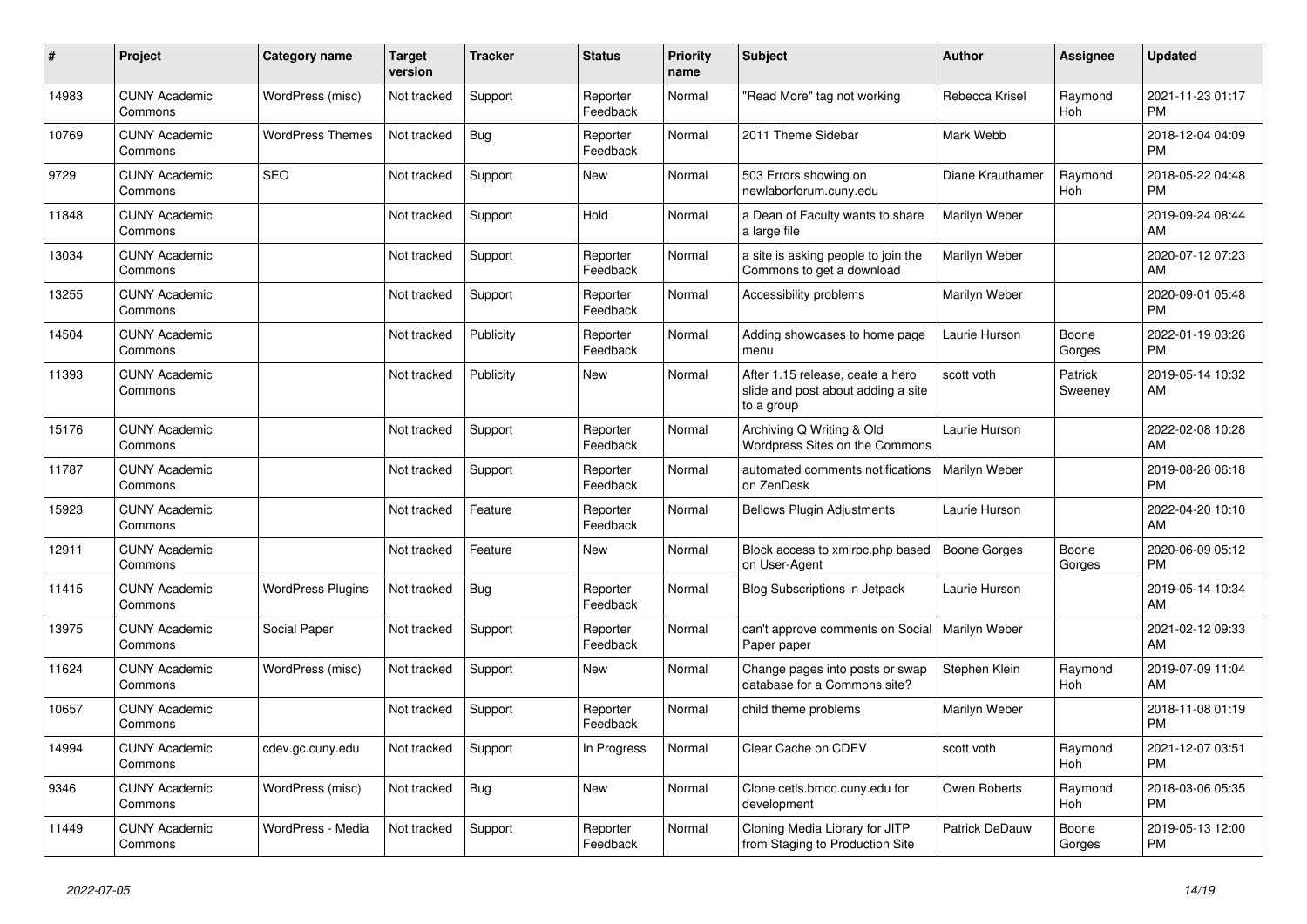| # | Project | Category name | Target version | Tracker | Status | Priority name | Subject | Author | Assignee | Updated |
|---|---|---|---|---|---|---|---|---|---|---|
| 14983 | CUNY Academic Commons | WordPress (misc) | Not tracked | Support | Reporter Feedback | Normal | "Read More" tag not working | Rebecca Krisel | Raymond Hoh | 2021-11-23 01:17 PM |
| 10769 | CUNY Academic Commons | WordPress Themes | Not tracked | Bug | Reporter Feedback | Normal | 2011 Theme Sidebar | Mark Webb | | 2018-12-04 04:09 PM |
| 9729 | CUNY Academic Commons | SEO | Not tracked | Support | New | Normal | 503 Errors showing on newlaborforum.cuny.edu | Diane Krauthamer | Raymond Hoh | 2018-05-22 04:48 PM |
| 11848 | CUNY Academic Commons | | Not tracked | Support | Hold | Normal | a Dean of Faculty wants to share a large file | Marilyn Weber | | 2019-09-24 08:44 AM |
| 13034 | CUNY Academic Commons | | Not tracked | Support | Reporter Feedback | Normal | a site is asking people to join the Commons to get a download | Marilyn Weber | | 2020-07-12 07:23 AM |
| 13255 | CUNY Academic Commons | | Not tracked | Support | Reporter Feedback | Normal | Accessibility problems | Marilyn Weber | | 2020-09-01 05:48 PM |
| 14504 | CUNY Academic Commons | | Not tracked | Publicity | Reporter Feedback | Normal | Adding showcases to home page menu | Laurie Hurson | Boone Gorges | 2022-01-19 03:26 PM |
| 11393 | CUNY Academic Commons | | Not tracked | Publicity | New | Normal | After 1.15 release, ceate a hero slide and post about adding a site to a group | scott voth | Patrick Sweeney | 2019-05-14 10:32 AM |
| 15176 | CUNY Academic Commons | | Not tracked | Support | Reporter Feedback | Normal | Archiving Q Writing & Old Wordpress Sites on the Commons | Laurie Hurson | | 2022-02-08 10:28 AM |
| 11787 | CUNY Academic Commons | | Not tracked | Support | Reporter Feedback | Normal | automated comments notifications on ZenDesk | Marilyn Weber | | 2019-08-26 06:18 PM |
| 15923 | CUNY Academic Commons | | Not tracked | Feature | Reporter Feedback | Normal | Bellows Plugin Adjustments | Laurie Hurson | | 2022-04-20 10:10 AM |
| 12911 | CUNY Academic Commons | | Not tracked | Feature | New | Normal | Block access to xmlrpc.php based on User-Agent | Boone Gorges | Boone Gorges | 2020-06-09 05:12 PM |
| 11415 | CUNY Academic Commons | WordPress Plugins | Not tracked | Bug | Reporter Feedback | Normal | Blog Subscriptions in Jetpack | Laurie Hurson | | 2019-05-14 10:34 AM |
| 13975 | CUNY Academic Commons | Social Paper | Not tracked | Support | Reporter Feedback | Normal | can't approve comments on Social Paper paper | Marilyn Weber | | 2021-02-12 09:33 AM |
| 11624 | CUNY Academic Commons | WordPress (misc) | Not tracked | Support | New | Normal | Change pages into posts or swap database for a Commons site? | Stephen Klein | Raymond Hoh | 2019-07-09 11:04 AM |
| 10657 | CUNY Academic Commons | | Not tracked | Support | Reporter Feedback | Normal | child theme problems | Marilyn Weber | | 2018-11-08 01:19 PM |
| 14994 | CUNY Academic Commons | cdev.gc.cuny.edu | Not tracked | Support | In Progress | Normal | Clear Cache on CDEV | scott voth | Raymond Hoh | 2021-12-07 03:51 PM |
| 9346 | CUNY Academic Commons | WordPress (misc) | Not tracked | Bug | New | Normal | Clone cetls.bmcc.cuny.edu for development | Owen Roberts | Raymond Hoh | 2018-03-06 05:35 PM |
| 11449 | CUNY Academic Commons | WordPress - Media | Not tracked | Support | Reporter Feedback | Normal | Cloning Media Library for JITP from Staging to Production Site | Patrick DeDauw | Boone Gorges | 2019-05-13 12:00 PM |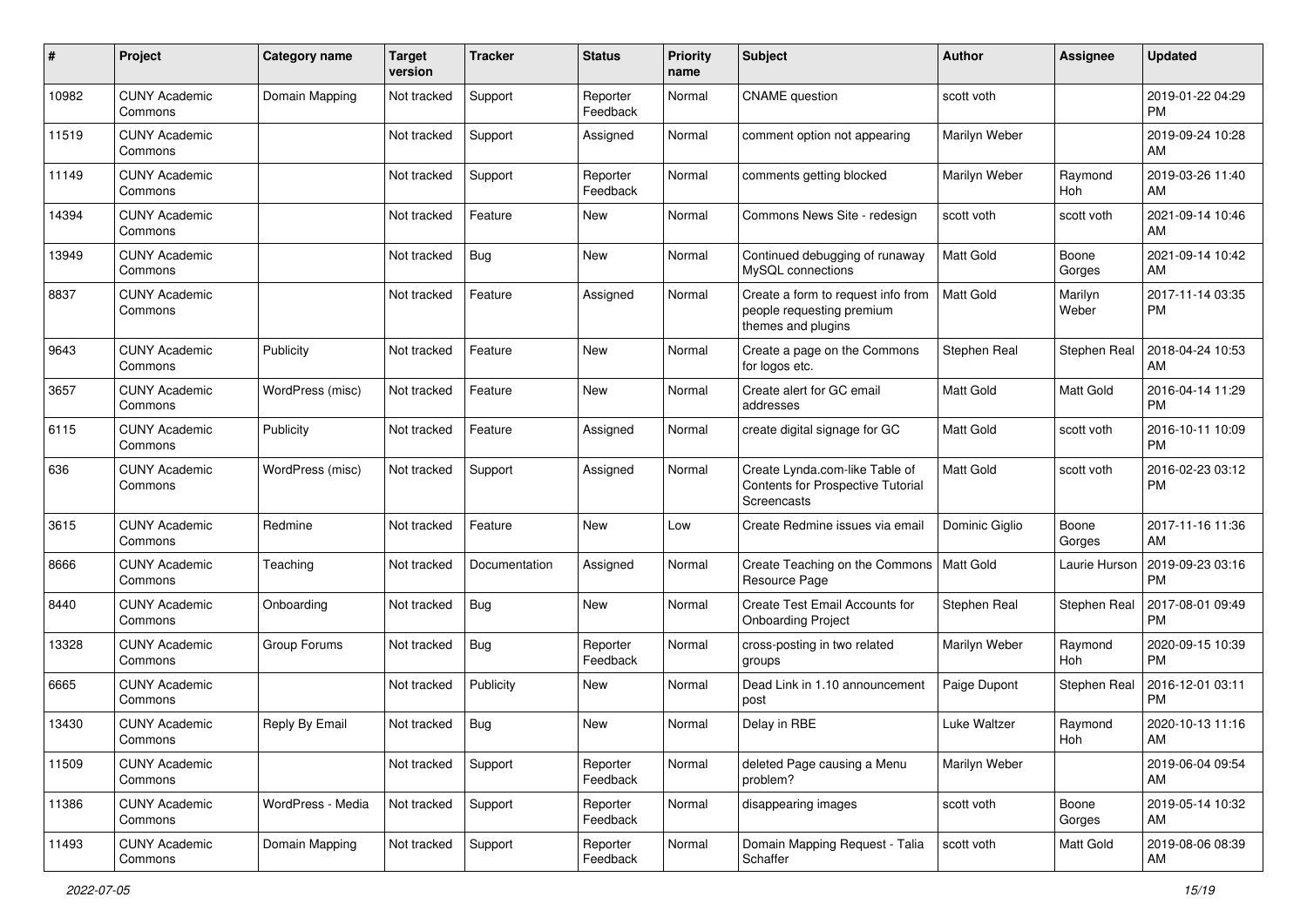| # | Project | Category name | Target version | Tracker | Status | Priority name | Subject | Author | Assignee | Updated |
|---|---|---|---|---|---|---|---|---|---|---|
| 10982 | CUNY Academic Commons | Domain Mapping | Not tracked | Support | Reporter Feedback | Normal | CNAME question | scott voth | | 2019-01-22 04:29 PM |
| 11519 | CUNY Academic Commons | | Not tracked | Support | Assigned | Normal | comment option not appearing | Marilyn Weber | | 2019-09-24 10:28 AM |
| 11149 | CUNY Academic Commons | | Not tracked | Support | Reporter Feedback | Normal | comments getting blocked | Marilyn Weber | Raymond Hoh | 2019-03-26 11:40 AM |
| 14394 | CUNY Academic Commons | | Not tracked | Feature | New | Normal | Commons News Site - redesign | scott voth | scott voth | 2021-09-14 10:46 AM |
| 13949 | CUNY Academic Commons | | Not tracked | Bug | New | Normal | Continued debugging of runaway MySQL connections | Matt Gold | Boone Gorges | 2021-09-14 10:42 AM |
| 8837 | CUNY Academic Commons | | Not tracked | Feature | Assigned | Normal | Create a form to request info from people requesting premium themes and plugins | Matt Gold | Marilyn Weber | 2017-11-14 03:35 PM |
| 9643 | CUNY Academic Commons | Publicity | Not tracked | Feature | New | Normal | Create a page on the Commons for logos etc. | Stephen Real | Stephen Real | 2018-04-24 10:53 AM |
| 3657 | CUNY Academic Commons | WordPress (misc) | Not tracked | Feature | New | Normal | Create alert for GC email addresses | Matt Gold | Matt Gold | 2016-04-14 11:29 PM |
| 6115 | CUNY Academic Commons | Publicity | Not tracked | Feature | Assigned | Normal | create digital signage for GC | Matt Gold | scott voth | 2016-10-11 10:09 PM |
| 636 | CUNY Academic Commons | WordPress (misc) | Not tracked | Support | Assigned | Normal | Create Lynda.com-like Table of Contents for Prospective Tutorial Screencasts | Matt Gold | scott voth | 2016-02-23 03:12 PM |
| 3615 | CUNY Academic Commons | Redmine | Not tracked | Feature | New | Low | Create Redmine issues via email | Dominic Giglio | Boone Gorges | 2017-11-16 11:36 AM |
| 8666 | CUNY Academic Commons | Teaching | Not tracked | Documentation | Assigned | Normal | Create Teaching on the Commons Resource Page | Matt Gold | Laurie Hurson | 2019-09-23 03:16 PM |
| 8440 | CUNY Academic Commons | Onboarding | Not tracked | Bug | New | Normal | Create Test Email Accounts for Onboarding Project | Stephen Real | Stephen Real | 2017-08-01 09:49 PM |
| 13328 | CUNY Academic Commons | Group Forums | Not tracked | Bug | Reporter Feedback | Normal | cross-posting in two related groups | Marilyn Weber | Raymond Hoh | 2020-09-15 10:39 PM |
| 6665 | CUNY Academic Commons | | Not tracked | Publicity | New | Normal | Dead Link in 1.10 announcement post | Paige Dupont | Stephen Real | 2016-12-01 03:11 PM |
| 13430 | CUNY Academic Commons | Reply By Email | Not tracked | Bug | New | Normal | Delay in RBE | Luke Waltzer | Raymond Hoh | 2020-10-13 11:16 AM |
| 11509 | CUNY Academic Commons | | Not tracked | Support | Reporter Feedback | Normal | deleted Page causing a Menu problem? | Marilyn Weber | | 2019-06-04 09:54 AM |
| 11386 | CUNY Academic Commons | WordPress - Media | Not tracked | Support | Reporter Feedback | Normal | disappearing images | scott voth | Boone Gorges | 2019-05-14 10:32 AM |
| 11493 | CUNY Academic Commons | Domain Mapping | Not tracked | Support | Reporter Feedback | Normal | Domain Mapping Request - Talia Schaffer | scott voth | Matt Gold | 2019-08-06 08:39 AM |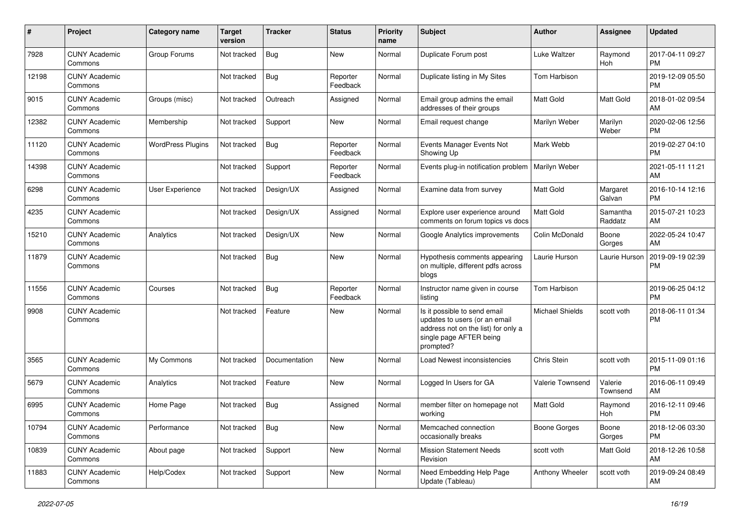| # | Project | Category name | Target version | Tracker | Status | Priority name | Subject | Author | Assignee | Updated |
|---|---|---|---|---|---|---|---|---|---|---|
| 7928 | CUNY Academic Commons | Group Forums | Not tracked | Bug | New | Normal | Duplicate Forum post | Luke Waltzer | Raymond Hoh | 2017-04-11 09:27 PM |
| 12198 | CUNY Academic Commons | | Not tracked | Bug | Reporter Feedback | Normal | Duplicate listing in My Sites | Tom Harbison | | 2019-12-09 05:50 PM |
| 9015 | CUNY Academic Commons | Groups (misc) | Not tracked | Outreach | Assigned | Normal | Email group admins the email addresses of their groups | Matt Gold | Matt Gold | 2018-01-02 09:54 AM |
| 12382 | CUNY Academic Commons | Membership | Not tracked | Support | New | Normal | Email request change | Marilyn Weber | Marilyn Weber | 2020-02-06 12:56 PM |
| 11120 | CUNY Academic Commons | WordPress Plugins | Not tracked | Bug | Reporter Feedback | Normal | Events Manager Events Not Showing Up | Mark Webb | | 2019-02-27 04:10 PM |
| 14398 | CUNY Academic Commons | | Not tracked | Support | Reporter Feedback | Normal | Events plug-in notification problem | Marilyn Weber | | 2021-05-11 11:21 AM |
| 6298 | CUNY Academic Commons | User Experience | Not tracked | Design/UX | Assigned | Normal | Examine data from survey | Matt Gold | Margaret Galvan | 2016-10-14 12:16 PM |
| 4235 | CUNY Academic Commons | | Not tracked | Design/UX | Assigned | Normal | Explore user experience around comments on forum topics vs docs | Matt Gold | Samantha Raddatz | 2015-07-21 10:23 AM |
| 15210 | CUNY Academic Commons | Analytics | Not tracked | Design/UX | New | Normal | Google Analytics improvements | Colin McDonald | Boone Gorges | 2022-05-24 10:47 AM |
| 11879 | CUNY Academic Commons | | Not tracked | Bug | New | Normal | Hypothesis comments appearing on multiple, different pdfs across blogs | Laurie Hurson | Laurie Hurson | 2019-09-19 02:39 PM |
| 11556 | CUNY Academic Commons | Courses | Not tracked | Bug | Reporter Feedback | Normal | Instructor name given in course listing | Tom Harbison | | 2019-06-25 04:12 PM |
| 9908 | CUNY Academic Commons | | Not tracked | Feature | New | Normal | Is it possible to send email updates to users (or an email address not on the list) for only a single page AFTER being prompted? | Michael Shields | scott voth | 2018-06-11 01:34 PM |
| 3565 | CUNY Academic Commons | My Commons | Not tracked | Documentation | New | Normal | Load Newest inconsistencies | Chris Stein | scott voth | 2015-11-09 01:16 PM |
| 5679 | CUNY Academic Commons | Analytics | Not tracked | Feature | New | Normal | Logged In Users for GA | Valerie Townsend | Valerie Townsend | 2016-06-11 09:49 AM |
| 6995 | CUNY Academic Commons | Home Page | Not tracked | Bug | Assigned | Normal | member filter on homepage not working | Matt Gold | Raymond Hoh | 2016-12-11 09:46 PM |
| 10794 | CUNY Academic Commons | Performance | Not tracked | Bug | New | Normal | Memcached connection occasionally breaks | Boone Gorges | Boone Gorges | 2018-12-06 03:30 PM |
| 10839 | CUNY Academic Commons | About page | Not tracked | Support | New | Normal | Mission Statement Needs Revision | scott voth | Matt Gold | 2018-12-26 10:58 AM |
| 11883 | CUNY Academic Commons | Help/Codex | Not tracked | Support | New | Normal | Need Embedding Help Page Update (Tableau) | Anthony Wheeler | scott voth | 2019-09-24 08:49 AM |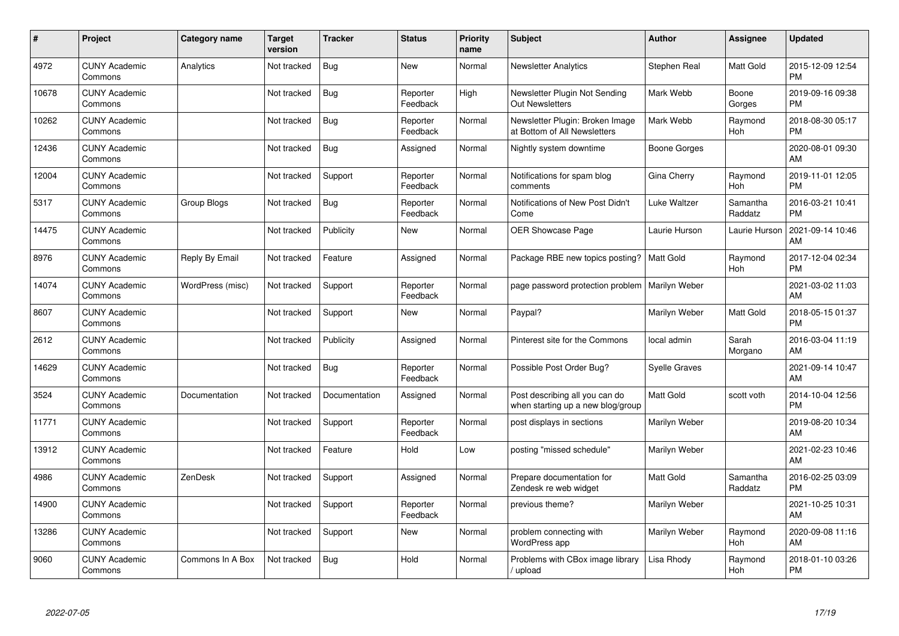| # | Project | Category name | Target version | Tracker | Status | Priority name | Subject | Author | Assignee | Updated |
|---|---|---|---|---|---|---|---|---|---|---|
| 4972 | CUNY Academic Commons | Analytics | Not tracked | Bug | New | Normal | Newsletter Analytics | Stephen Real | Matt Gold | 2015-12-09 12:54 PM |
| 10678 | CUNY Academic Commons | | Not tracked | Bug | Reporter Feedback | High | Newsletter Plugin Not Sending Out Newsletters | Mark Webb | Boone Gorges | 2019-09-16 09:38 PM |
| 10262 | CUNY Academic Commons | | Not tracked | Bug | Reporter Feedback | Normal | Newsletter Plugin: Broken Image at Bottom of All Newsletters | Mark Webb | Raymond Hoh | 2018-08-30 05:17 PM |
| 12436 | CUNY Academic Commons | | Not tracked | Bug | Assigned | Normal | Nightly system downtime | Boone Gorges | | 2020-08-01 09:30 AM |
| 12004 | CUNY Academic Commons | | Not tracked | Support | Reporter Feedback | Normal | Notifications for spam blog comments | Gina Cherry | Raymond Hoh | 2019-11-01 12:05 PM |
| 5317 | CUNY Academic Commons | Group Blogs | Not tracked | Bug | Reporter Feedback | Normal | Notifications of New Post Didn't Come | Luke Waltzer | Samantha Raddatz | 2016-03-21 10:41 PM |
| 14475 | CUNY Academic Commons | | Not tracked | Publicity | New | Normal | OER Showcase Page | Laurie Hurson | Laurie Hurson | 2021-09-14 10:46 AM |
| 8976 | CUNY Academic Commons | Reply By Email | Not tracked | Feature | Assigned | Normal | Package RBE new topics posting? | Matt Gold | Raymond Hoh | 2017-12-04 02:34 PM |
| 14074 | CUNY Academic Commons | WordPress (misc) | Not tracked | Support | Reporter Feedback | Normal | page password protection problem | Marilyn Weber | | 2021-03-02 11:03 AM |
| 8607 | CUNY Academic Commons | | Not tracked | Support | New | Normal | Paypal? | Marilyn Weber | Matt Gold | 2018-05-15 01:37 PM |
| 2612 | CUNY Academic Commons | | Not tracked | Publicity | Assigned | Normal | Pinterest site for the Commons | local admin | Sarah Morgano | 2016-03-04 11:19 AM |
| 14629 | CUNY Academic Commons | | Not tracked | Bug | Reporter Feedback | Normal | Possible Post Order Bug? | Syelle Graves | | 2021-09-14 10:47 AM |
| 3524 | CUNY Academic Commons | Documentation | Not tracked | Documentation | Assigned | Normal | Post describing all you can do when starting up a new blog/group | Matt Gold | scott voth | 2014-10-04 12:56 PM |
| 11771 | CUNY Academic Commons | | Not tracked | Support | Reporter Feedback | Normal | post displays in sections | Marilyn Weber | | 2019-08-20 10:34 AM |
| 13912 | CUNY Academic Commons | | Not tracked | Feature | Hold | Low | posting "missed schedule" | Marilyn Weber | | 2021-02-23 10:46 AM |
| 4986 | CUNY Academic Commons | ZenDesk | Not tracked | Support | Assigned | Normal | Prepare documentation for Zendesk re web widget | Matt Gold | Samantha Raddatz | 2016-02-25 03:09 PM |
| 14900 | CUNY Academic Commons | | Not tracked | Support | Reporter Feedback | Normal | previous theme? | Marilyn Weber | | 2021-10-25 10:31 AM |
| 13286 | CUNY Academic Commons | | Not tracked | Support | New | Normal | problem connecting with WordPress app | Marilyn Weber | Raymond Hoh | 2020-09-08 11:16 AM |
| 9060 | CUNY Academic Commons | Commons In A Box | Not tracked | Bug | Hold | Normal | Problems with CBox image library / upload | Lisa Rhody | Raymond Hoh | 2018-01-10 03:26 PM |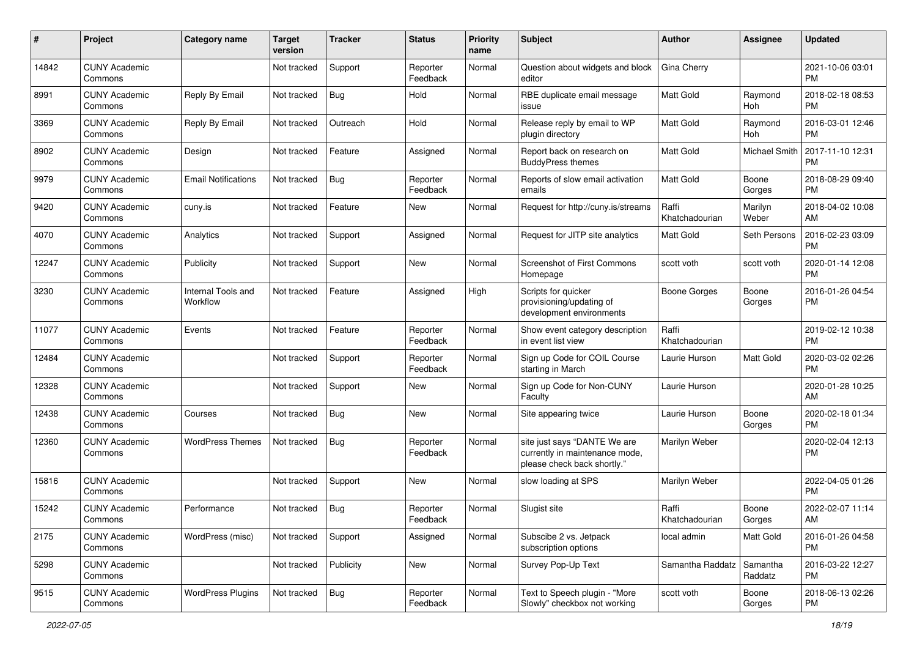| # | Project | Category name | Target version | Tracker | Status | Priority name | Subject | Author | Assignee | Updated |
|---|---|---|---|---|---|---|---|---|---|---|
| 14842 | CUNY Academic Commons | | Not tracked | Support | Reporter Feedback | Normal | Question about widgets and block editor | Gina Cherry | | 2021-10-06 03:01 PM |
| 8991 | CUNY Academic Commons | Reply By Email | Not tracked | Bug | Hold | Normal | RBE duplicate email message issue | Matt Gold | Raymond Hoh | 2018-02-18 08:53 PM |
| 3369 | CUNY Academic Commons | Reply By Email | Not tracked | Outreach | Hold | Normal | Release reply by email to WP plugin directory | Matt Gold | Raymond Hoh | 2016-03-01 12:46 PM |
| 8902 | CUNY Academic Commons | Design | Not tracked | Feature | Assigned | Normal | Report back on research on BuddyPress themes | Matt Gold | Michael Smith | 2017-11-10 12:31 PM |
| 9979 | CUNY Academic Commons | Email Notifications | Not tracked | Bug | Reporter Feedback | Normal | Reports of slow email activation emails | Matt Gold | Boone Gorges | 2018-08-29 09:40 PM |
| 9420 | CUNY Academic Commons | cuny.is | Not tracked | Feature | New | Normal | Request for http://cuny.is/streams | Raffi Khatchadourian | Marilyn Weber | 2018-04-02 10:08 AM |
| 4070 | CUNY Academic Commons | Analytics | Not tracked | Support | Assigned | Normal | Request for JITP site analytics | Matt Gold | Seth Persons | 2016-02-23 03:09 PM |
| 12247 | CUNY Academic Commons | Publicity | Not tracked | Support | New | Normal | Screenshot of First Commons Homepage | scott voth | scott voth | 2020-01-14 12:08 PM |
| 3230 | CUNY Academic Commons | Internal Tools and Workflow | Not tracked | Feature | Assigned | High | Scripts for quicker provisioning/updating of development environments | Boone Gorges | Boone Gorges | 2016-01-26 04:54 PM |
| 11077 | CUNY Academic Commons | Events | Not tracked | Feature | Reporter Feedback | Normal | Show event category description in event list view | Raffi Khatchadourian | | 2019-02-12 10:38 PM |
| 12484 | CUNY Academic Commons | | Not tracked | Support | Reporter Feedback | Normal | Sign up Code for COIL Course starting in March | Laurie Hurson | Matt Gold | 2020-03-02 02:26 PM |
| 12328 | CUNY Academic Commons | | Not tracked | Support | New | Normal | Sign up Code for Non-CUNY Faculty | Laurie Hurson | | 2020-01-28 10:25 AM |
| 12438 | CUNY Academic Commons | Courses | Not tracked | Bug | New | Normal | Site appearing twice | Laurie Hurson | Boone Gorges | 2020-02-18 01:34 PM |
| 12360 | CUNY Academic Commons | WordPress Themes | Not tracked | Bug | Reporter Feedback | Normal | site just says "DANTE We are currently in maintenance mode, please check back shortly." | Marilyn Weber | | 2020-02-04 12:13 PM |
| 15816 | CUNY Academic Commons | | Not tracked | Support | New | Normal | slow loading at SPS | Marilyn Weber | | 2022-04-05 01:26 PM |
| 15242 | CUNY Academic Commons | Performance | Not tracked | Bug | Reporter Feedback | Normal | Slugist site | Raffi Khatchadourian | Boone Gorges | 2022-02-07 11:14 AM |
| 2175 | CUNY Academic Commons | WordPress (misc) | Not tracked | Support | Assigned | Normal | Subscibe 2 vs. Jetpack subscription options | local admin | Matt Gold | 2016-01-26 04:58 PM |
| 5298 | CUNY Academic Commons | | Not tracked | Publicity | New | Normal | Survey Pop-Up Text | Samantha Raddatz | Samantha Raddatz | 2016-03-22 12:27 PM |
| 9515 | CUNY Academic Commons | WordPress Plugins | Not tracked | Bug | Reporter Feedback | Normal | Text to Speech plugin - "More Slowly" checkbox not working | scott voth | Boone Gorges | 2018-06-13 02:26 PM |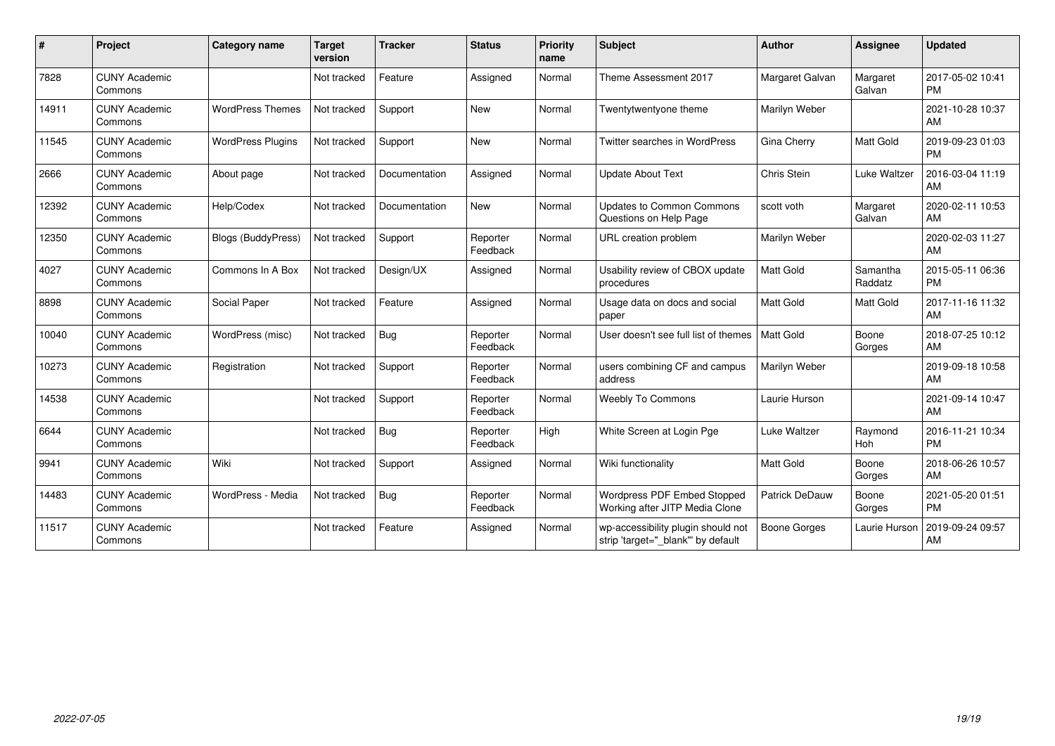| # | Project | Category name | Target version | Tracker | Status | Priority name | Subject | Author | Assignee | Updated |
|---|---|---|---|---|---|---|---|---|---|---|
| 7828 | CUNY Academic Commons | | Not tracked | Feature | Assigned | Normal | Theme Assessment 2017 | Margaret Galvan | Margaret Galvan | 2017-05-02 10:41 PM |
| 14911 | CUNY Academic Commons | WordPress Themes | Not tracked | Support | New | Normal | Twentytwentyone theme | Marilyn Weber | | 2021-10-28 10:37 AM |
| 11545 | CUNY Academic Commons | WordPress Plugins | Not tracked | Support | New | Normal | Twitter searches in WordPress | Gina Cherry | Matt Gold | 2019-09-23 01:03 PM |
| 2666 | CUNY Academic Commons | About page | Not tracked | Documentation | Assigned | Normal | Update About Text | Chris Stein | Luke Waltzer | 2016-03-04 11:19 AM |
| 12392 | CUNY Academic Commons | Help/Codex | Not tracked | Documentation | New | Normal | Updates to Common Commons Questions on Help Page | scott voth | Margaret Galvan | 2020-02-11 10:53 AM |
| 12350 | CUNY Academic Commons | Blogs (BuddyPress) | Not tracked | Support | Reporter Feedback | Normal | URL creation problem | Marilyn Weber | | 2020-02-03 11:27 AM |
| 4027 | CUNY Academic Commons | Commons In A Box | Not tracked | Design/UX | Assigned | Normal | Usability review of CBOX update procedures | Matt Gold | Samantha Raddatz | 2015-05-11 06:36 PM |
| 8898 | CUNY Academic Commons | Social Paper | Not tracked | Feature | Assigned | Normal | Usage data on docs and social paper | Matt Gold | Matt Gold | 2017-11-16 11:32 AM |
| 10040 | CUNY Academic Commons | WordPress (misc) | Not tracked | Bug | Reporter Feedback | Normal | User doesn't see full list of themes | Matt Gold | Boone Gorges | 2018-07-25 10:12 AM |
| 10273 | CUNY Academic Commons | Registration | Not tracked | Support | Reporter Feedback | Normal | users combining CF and campus address | Marilyn Weber | | 2019-09-18 10:58 AM |
| 14538 | CUNY Academic Commons | | Not tracked | Support | Reporter Feedback | Normal | Weebly To Commons | Laurie Hurson | | 2021-09-14 10:47 AM |
| 6644 | CUNY Academic Commons | | Not tracked | Bug | Reporter Feedback | High | White Screen at Login Pge | Luke Waltzer | Raymond Hoh | 2016-11-21 10:34 PM |
| 9941 | CUNY Academic Commons | Wiki | Not tracked | Support | Assigned | Normal | Wiki functionality | Matt Gold | Boone Gorges | 2018-06-26 10:57 AM |
| 14483 | CUNY Academic Commons | WordPress - Media | Not tracked | Bug | Reporter Feedback | Normal | Wordpress PDF Embed Stopped Working after JITP Media Clone | Patrick DeDauw | Boone Gorges | 2021-05-20 01:51 PM |
| 11517 | CUNY Academic Commons | | Not tracked | Feature | Assigned | Normal | wp-accessibility plugin should not strip 'target="_blank"' by default | Boone Gorges | Laurie Hurson | 2019-09-24 09:57 AM |